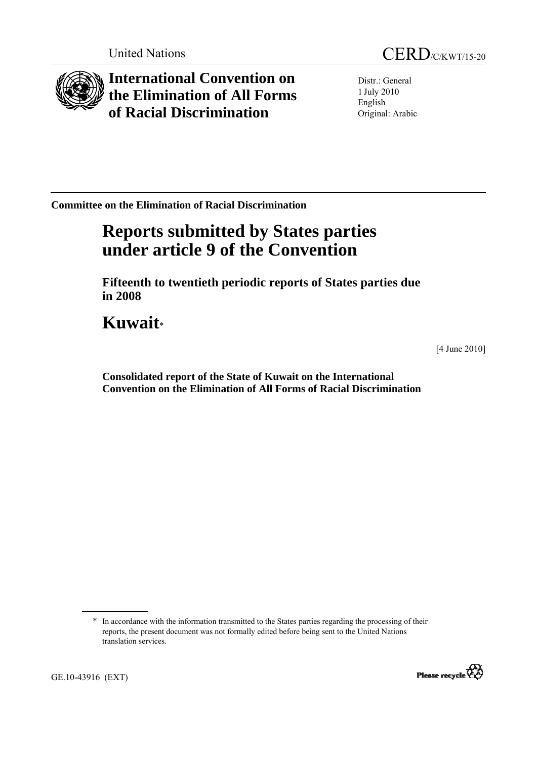United Nations CERD/C/KWT/15-20

# International Convention on the Elimination of All Forms of Racial Discrimination

Distr.: General
1 July 2010
English
Original: Arabic

**Committee on the Elimination of Racial Discrimination**

# Reports submitted by States parties under article 9 of the Convention

## Fifteenth to twentieth periodic reports of States parties due in 2008

# Kuwait*

[4 June 2010]

**Consolidated report of the State of Kuwait on the International Convention on the Elimination of All Forms of Racial Discrimination**

---

\* In accordance with the information transmitted to the States parties regarding the processing of their reports, the present document was not formally edited before being sent to the United Nations translation services.

GE.10-43916 (EXT)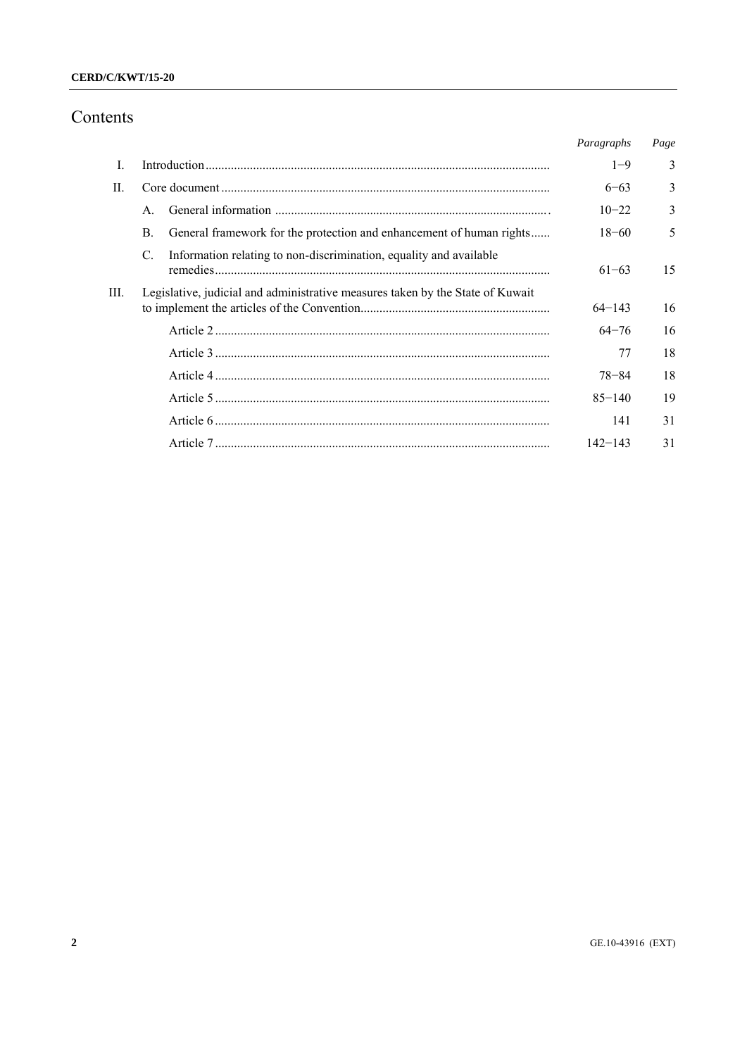# Contents

| | | Paragraphs | Page |
|---|---|---|---|
| I. | Introduction | 1−9 | 3 |
| II. | Core document | 6−63 | 3 |
| | A. General information | 10−22 | 3 |
| | B. General framework for the protection and enhancement of human rights | 18−60 | 5 |
| | C. Information relating to non-discrimination, equality and available remedies | 61−63 | 15 |
| III. | Legislative, judicial and administrative measures taken by the State of Kuwait to implement the articles of the Convention | 64−143 | 16 |
| | Article 2 | 64−76 | 16 |
| | Article 3 | 77 | 18 |
| | Article 4 | 78−84 | 18 |
| | Article 5 | 85−140 | 19 |
| | Article 6 | 141 | 31 |
| | Article 7 | 142−143 | 31 |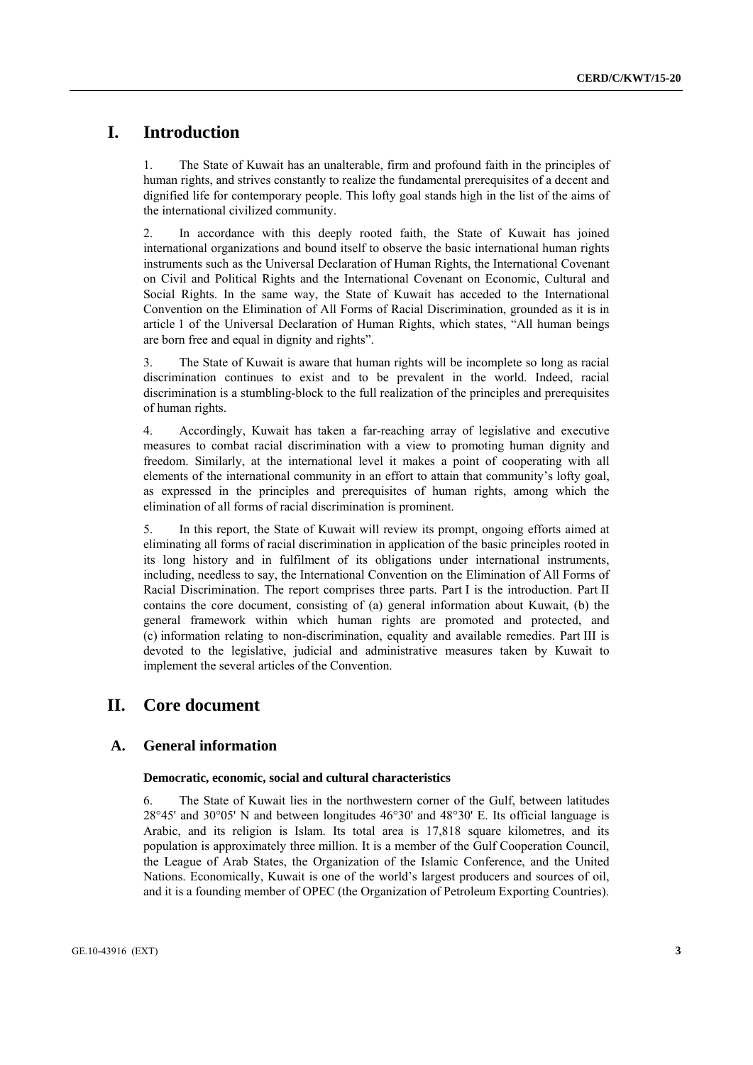# I. Introduction

1. The State of Kuwait has an unalterable, firm and profound faith in the principles of human rights, and strives constantly to realize the fundamental prerequisites of a decent and dignified life for contemporary people. This lofty goal stands high in the list of the aims of the international civilized community.

2. In accordance with this deeply rooted faith, the State of Kuwait has joined international organizations and bound itself to observe the basic international human rights instruments such as the Universal Declaration of Human Rights, the International Covenant on Civil and Political Rights and the International Covenant on Economic, Cultural and Social Rights. In the same way, the State of Kuwait has acceded to the International Convention on the Elimination of All Forms of Racial Discrimination, grounded as it is in article 1 of the Universal Declaration of Human Rights, which states, "All human beings are born free and equal in dignity and rights".

3. The State of Kuwait is aware that human rights will be incomplete so long as racial discrimination continues to exist and to be prevalent in the world. Indeed, racial discrimination is a stumbling-block to the full realization of the principles and prerequisites of human rights.

4. Accordingly, Kuwait has taken a far-reaching array of legislative and executive measures to combat racial discrimination with a view to promoting human dignity and freedom. Similarly, at the international level it makes a point of cooperating with all elements of the international community in an effort to attain that community's lofty goal, as expressed in the principles and prerequisites of human rights, among which the elimination of all forms of racial discrimination is prominent.

5. In this report, the State of Kuwait will review its prompt, ongoing efforts aimed at eliminating all forms of racial discrimination in application of the basic principles rooted in its long history and in fulfilment of its obligations under international instruments, including, needless to say, the International Convention on the Elimination of All Forms of Racial Discrimination. The report comprises three parts. Part I is the introduction. Part II contains the core document, consisting of (a) general information about Kuwait, (b) the general framework within which human rights are promoted and protected, and (c) information relating to non-discrimination, equality and available remedies. Part III is devoted to the legislative, judicial and administrative measures taken by Kuwait to implement the several articles of the Convention.

# II. Core document

## A. General information

### Democratic, economic, social and cultural characteristics

6. The State of Kuwait lies in the northwestern corner of the Gulf, between latitudes 28°45' and 30°05' N and between longitudes 46°30' and 48°30' E. Its official language is Arabic, and its religion is Islam. Its total area is 17,818 square kilometres, and its population is approximately three million. It is a member of the Gulf Cooperation Council, the League of Arab States, the Organization of the Islamic Conference, and the United Nations. Economically, Kuwait is one of the world's largest producers and sources of oil, and it is a founding member of OPEC (the Organization of Petroleum Exporting Countries).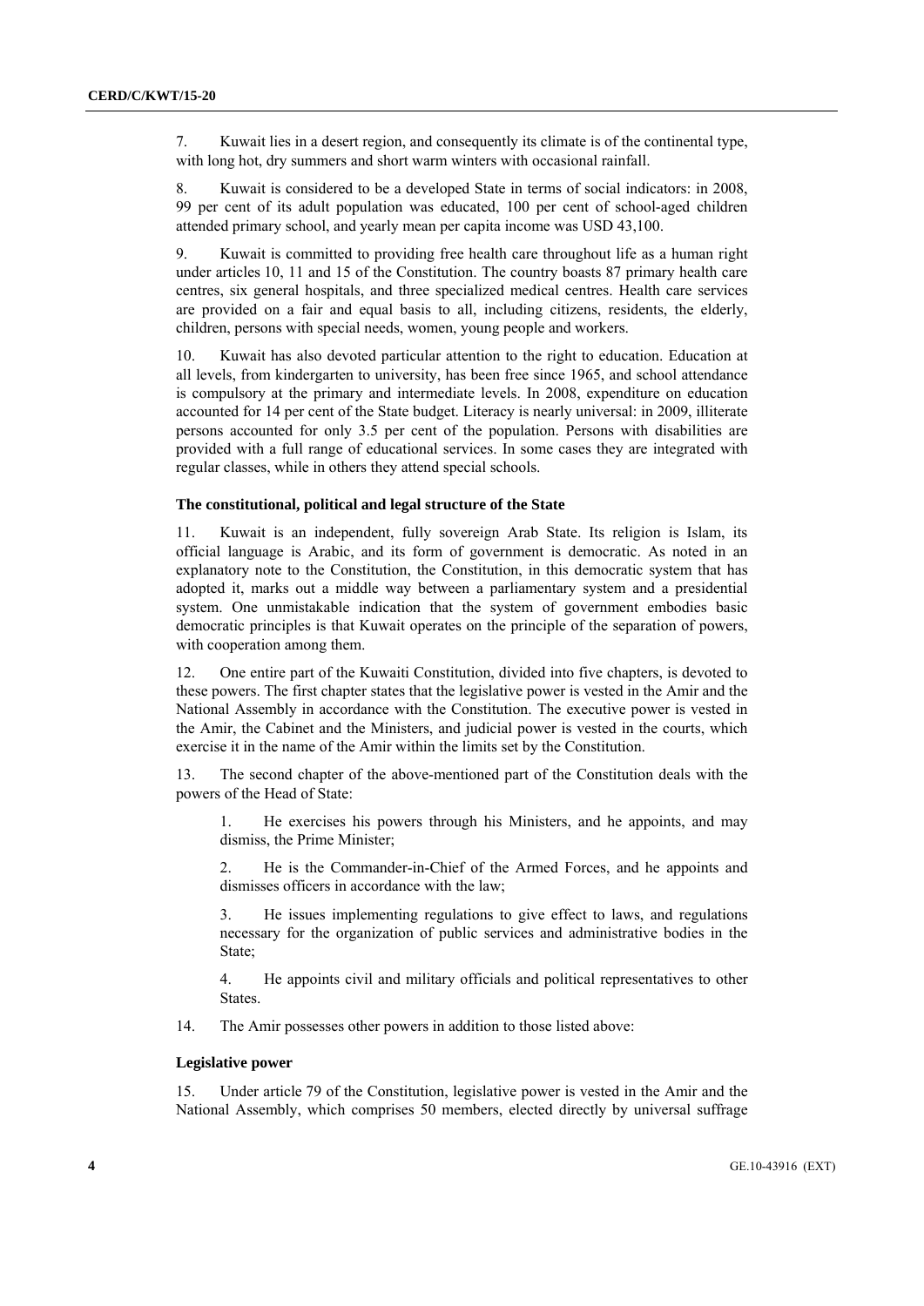7. Kuwait lies in a desert region, and consequently its climate is of the continental type, with long hot, dry summers and short warm winters with occasional rainfall.

8. Kuwait is considered to be a developed State in terms of social indicators: in 2008, 99 per cent of its adult population was educated, 100 per cent of school-aged children attended primary school, and yearly mean per capita income was USD 43,100.

9. Kuwait is committed to providing free health care throughout life as a human right under articles 10, 11 and 15 of the Constitution. The country boasts 87 primary health care centres, six general hospitals, and three specialized medical centres. Health care services are provided on a fair and equal basis to all, including citizens, residents, the elderly, children, persons with special needs, women, young people and workers.

10. Kuwait has also devoted particular attention to the right to education. Education at all levels, from kindergarten to university, has been free since 1965, and school attendance is compulsory at the primary and intermediate levels. In 2008, expenditure on education accounted for 14 per cent of the State budget. Literacy is nearly universal: in 2009, illiterate persons accounted for only 3.5 per cent of the population. Persons with disabilities are provided with a full range of educational services. In some cases they are integrated with regular classes, while in others they attend special schools.

### The constitutional, political and legal structure of the State

11. Kuwait is an independent, fully sovereign Arab State. Its religion is Islam, its official language is Arabic, and its form of government is democratic. As noted in an explanatory note to the Constitution, the Constitution, in this democratic system that has adopted it, marks out a middle way between a parliamentary system and a presidential system. One unmistakable indication that the system of government embodies basic democratic principles is that Kuwait operates on the principle of the separation of powers, with cooperation among them.

12. One entire part of the Kuwaiti Constitution, divided into five chapters, is devoted to these powers. The first chapter states that the legislative power is vested in the Amir and the National Assembly in accordance with the Constitution. The executive power is vested in the Amir, the Cabinet and the Ministers, and judicial power is vested in the courts, which exercise it in the name of the Amir within the limits set by the Constitution.

13. The second chapter of the above-mentioned part of the Constitution deals with the powers of the Head of State:

1. He exercises his powers through his Ministers, and he appoints, and may dismiss, the Prime Minister;

2. He is the Commander-in-Chief of the Armed Forces, and he appoints and dismisses officers in accordance with the law;

3. He issues implementing regulations to give effect to laws, and regulations necessary for the organization of public services and administrative bodies in the State;

4. He appoints civil and military officials and political representatives to other States.

14. The Amir possesses other powers in addition to those listed above:

### Legislative power

15. Under article 79 of the Constitution, legislative power is vested in the Amir and the National Assembly, which comprises 50 members, elected directly by universal suffrage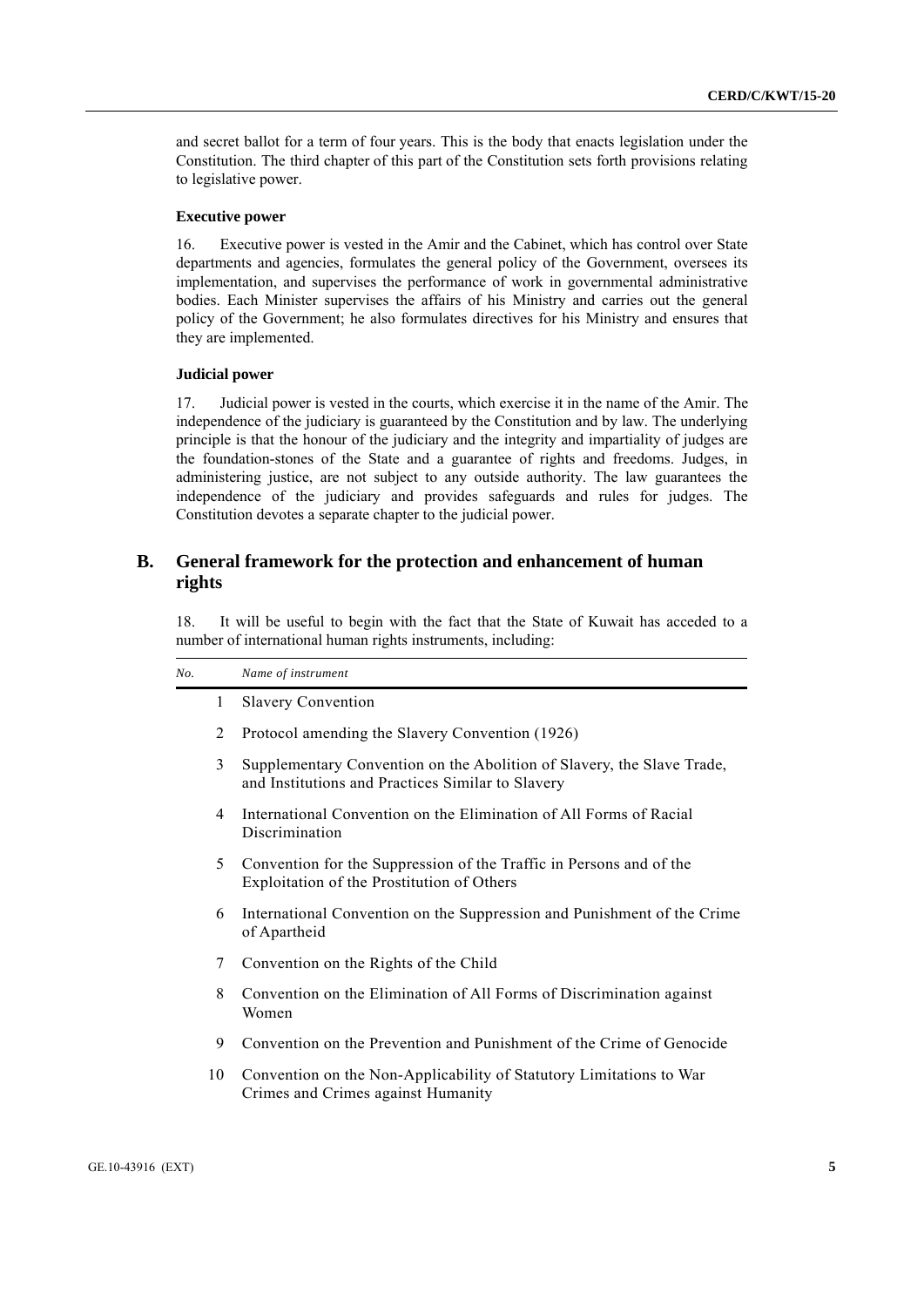and secret ballot for a term of four years. This is the body that enacts legislation under the Constitution. The third chapter of this part of the Constitution sets forth provisions relating to legislative power.

#### Executive power

16. Executive power is vested in the Amir and the Cabinet, which has control over State departments and agencies, formulates the general policy of the Government, oversees its implementation, and supervises the performance of work in governmental administrative bodies. Each Minister supervises the affairs of his Ministry and carries out the general policy of the Government; he also formulates directives for his Ministry and ensures that they are implemented.

#### Judicial power

17. Judicial power is vested in the courts, which exercise it in the name of the Amir. The independence of the judiciary is guaranteed by the Constitution and by law. The underlying principle is that the honour of the judiciary and the integrity and impartiality of judges are the foundation-stones of the State and a guarantee of rights and freedoms. Judges, in administering justice, are not subject to any outside authority. The law guarantees the independence of the judiciary and provides safeguards and rules for judges. The Constitution devotes a separate chapter to the judicial power.

## B. General framework for the protection and enhancement of human rights

18. It will be useful to begin with the fact that the State of Kuwait has acceded to a number of international human rights instruments, including:

| *No.* | *Name of instrument* |
|---|---|
| 1 | Slavery Convention |
| 2 | Protocol amending the Slavery Convention (1926) |
| 3 | Supplementary Convention on the Abolition of Slavery, the Slave Trade, and Institutions and Practices Similar to Slavery |
| 4 | International Convention on the Elimination of All Forms of Racial Discrimination |
| 5 | Convention for the Suppression of the Traffic in Persons and of the Exploitation of the Prostitution of Others |
| 6 | International Convention on the Suppression and Punishment of the Crime of Apartheid |
| 7 | Convention on the Rights of the Child |
| 8 | Convention on the Elimination of All Forms of Discrimination against Women |
| 9 | Convention on the Prevention and Punishment of the Crime of Genocide |
| 10 | Convention on the Non-Applicability of Statutory Limitations to War Crimes and Crimes against Humanity |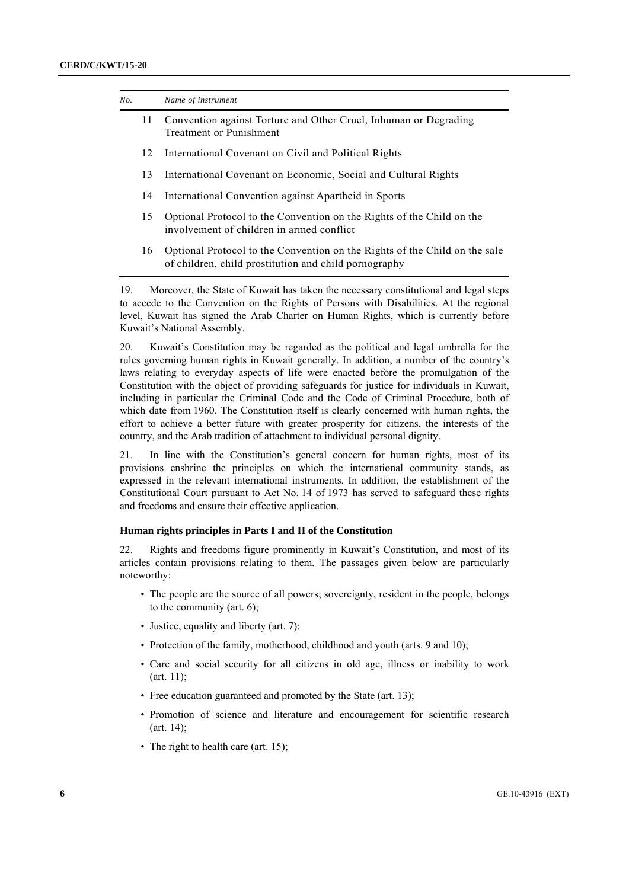| *No.* | *Name of instrument* |
|---|---|
| 11 | Convention against Torture and Other Cruel, Inhuman or Degrading Treatment or Punishment |
| 12 | International Covenant on Civil and Political Rights |
| 13 | International Covenant on Economic, Social and Cultural Rights |
| 14 | International Convention against Apartheid in Sports |
| 15 | Optional Protocol to the Convention on the Rights of the Child on the involvement of children in armed conflict |
| 16 | Optional Protocol to the Convention on the Rights of the Child on the sale of children, child prostitution and child pornography |

19. Moreover, the State of Kuwait has taken the necessary constitutional and legal steps to accede to the Convention on the Rights of Persons with Disabilities. At the regional level, Kuwait has signed the Arab Charter on Human Rights, which is currently before Kuwait's National Assembly.

20. Kuwait's Constitution may be regarded as the political and legal umbrella for the rules governing human rights in Kuwait generally. In addition, a number of the country's laws relating to everyday aspects of life were enacted before the promulgation of the Constitution with the object of providing safeguards for justice for individuals in Kuwait, including in particular the Criminal Code and the Code of Criminal Procedure, both of which date from 1960. The Constitution itself is clearly concerned with human rights, the effort to achieve a better future with greater prosperity for citizens, the interests of the country, and the Arab tradition of attachment to individual personal dignity.

21. In line with the Constitution's general concern for human rights, most of its provisions enshrine the principles on which the international community stands, as expressed in the relevant international instruments. In addition, the establishment of the Constitutional Court pursuant to Act No. 14 of 1973 has served to safeguard these rights and freedoms and ensure their effective application.

### Human rights principles in Parts I and II of the Constitution

22. Rights and freedoms figure prominently in Kuwait's Constitution, and most of its articles contain provisions relating to them. The passages given below are particularly noteworthy:

- The people are the source of all powers; sovereignty, resident in the people, belongs to the community (art. 6);
- Justice, equality and liberty (art. 7):
- Protection of the family, motherhood, childhood and youth (arts. 9 and 10);
- Care and social security for all citizens in old age, illness or inability to work (art. 11);
- Free education guaranteed and promoted by the State (art. 13);
- Promotion of science and literature and encouragement for scientific research (art. 14);
- The right to health care (art. 15);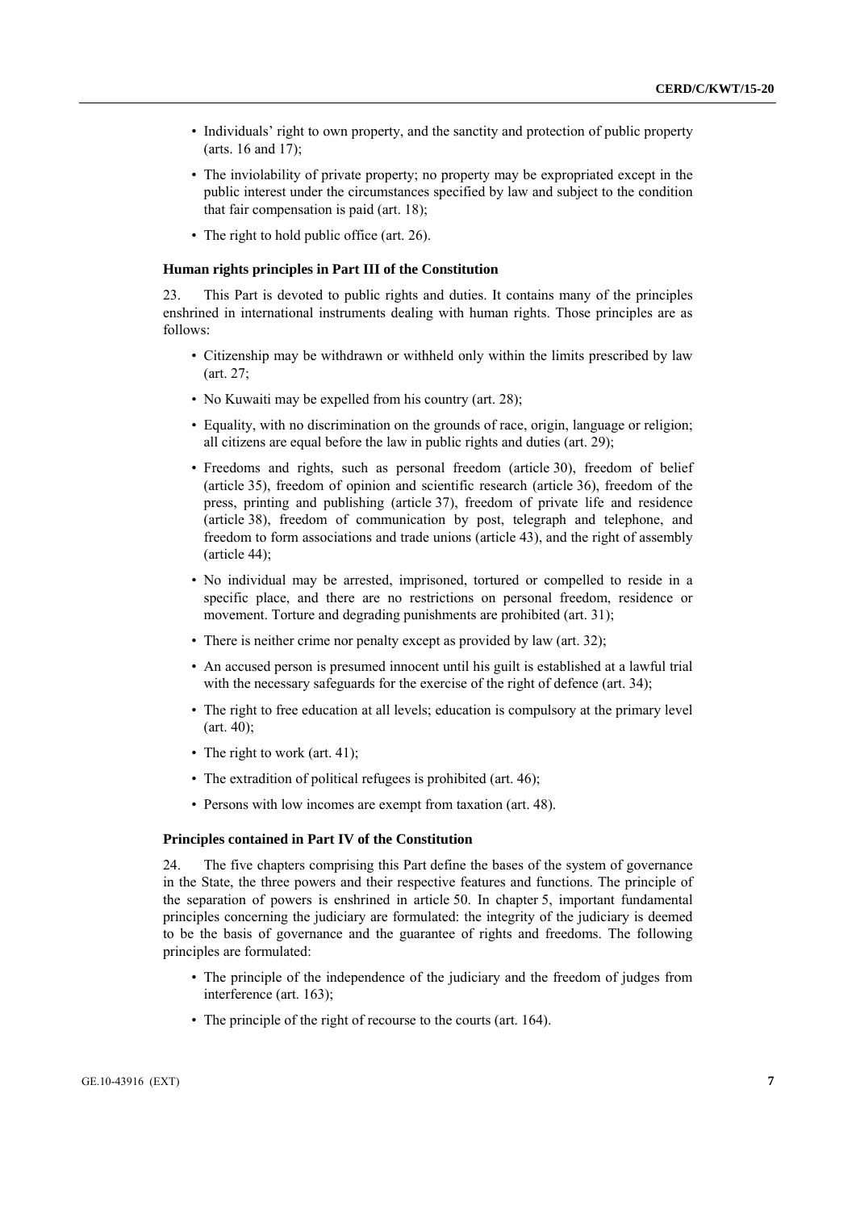- Individuals' right to own property, and the sanctity and protection of public property (arts. 16 and 17);
- The inviolability of private property; no property may be expropriated except in the public interest under the circumstances specified by law and subject to the condition that fair compensation is paid (art. 18);
- The right to hold public office (art. 26).

### Human rights principles in Part III of the Constitution

23. This Part is devoted to public rights and duties. It contains many of the principles enshrined in international instruments dealing with human rights. Those principles are as follows:

- Citizenship may be withdrawn or withheld only within the limits prescribed by law (art. 27;
- No Kuwaiti may be expelled from his country (art. 28);
- Equality, with no discrimination on the grounds of race, origin, language or religion; all citizens are equal before the law in public rights and duties (art. 29);
- Freedoms and rights, such as personal freedom (article 30), freedom of belief (article 35), freedom of opinion and scientific research (article 36), freedom of the press, printing and publishing (article 37), freedom of private life and residence (article 38), freedom of communication by post, telegraph and telephone, and freedom to form associations and trade unions (article 43), and the right of assembly (article 44);
- No individual may be arrested, imprisoned, tortured or compelled to reside in a specific place, and there are no restrictions on personal freedom, residence or movement. Torture and degrading punishments are prohibited (art. 31);
- There is neither crime nor penalty except as provided by law (art. 32);
- An accused person is presumed innocent until his guilt is established at a lawful trial with the necessary safeguards for the exercise of the right of defence (art. 34);
- The right to free education at all levels; education is compulsory at the primary level (art. 40);
- The right to work (art. 41);
- The extradition of political refugees is prohibited (art. 46);
- Persons with low incomes are exempt from taxation (art. 48).

### Principles contained in Part IV of the Constitution

24. The five chapters comprising this Part define the bases of the system of governance in the State, the three powers and their respective features and functions. The principle of the separation of powers is enshrined in article 50. In chapter 5, important fundamental principles concerning the judiciary are formulated: the integrity of the judiciary is deemed to be the basis of governance and the guarantee of rights and freedoms. The following principles are formulated:

- The principle of the independence of the judiciary and the freedom of judges from interference (art. 163);
- The principle of the right of recourse to the courts (art. 164).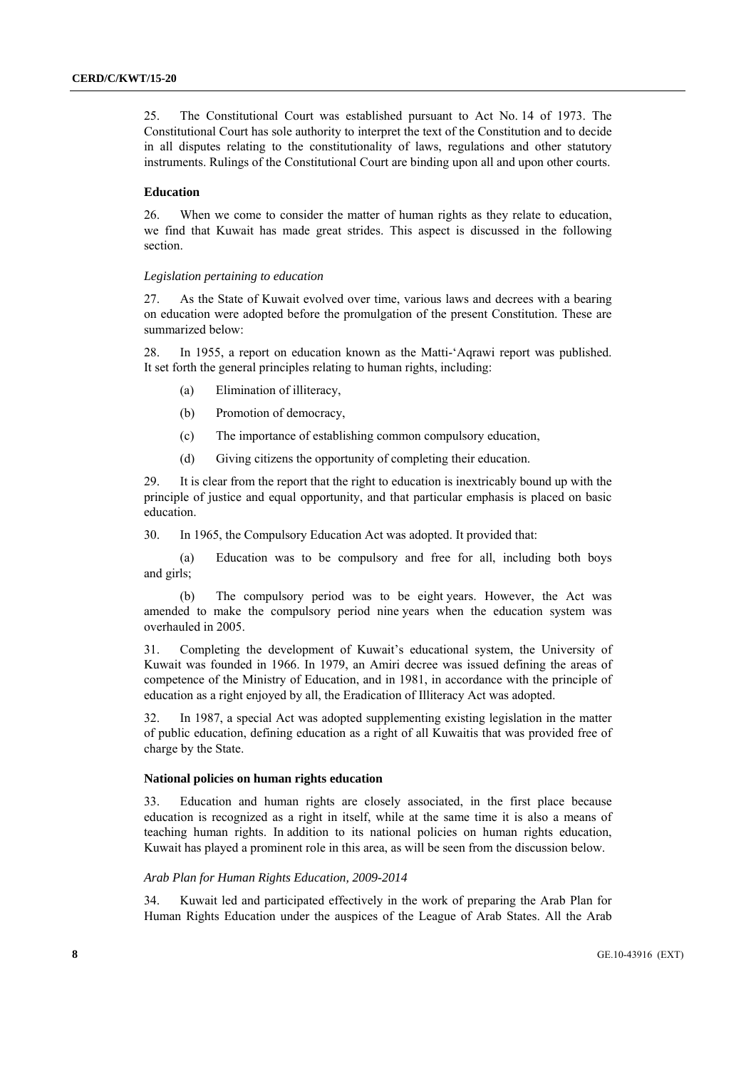25. The Constitutional Court was established pursuant to Act No. 14 of 1973. The Constitutional Court has sole authority to interpret the text of the Constitution and to decide in all disputes relating to the constitutionality of laws, regulations and other statutory instruments. Rulings of the Constitutional Court are binding upon all and upon other courts.

### Education

26. When we come to consider the matter of human rights as they relate to education, we find that Kuwait has made great strides. This aspect is discussed in the following section.

*Legislation pertaining to education*

27. As the State of Kuwait evolved over time, various laws and decrees with a bearing on education were adopted before the promulgation of the present Constitution. These are summarized below:

28. In 1955, a report on education known as the Matti-'Aqrawi report was published. It set forth the general principles relating to human rights, including:

(a) Elimination of illiteracy,

(b) Promotion of democracy,

(c) The importance of establishing common compulsory education,

(d) Giving citizens the opportunity of completing their education.

29. It is clear from the report that the right to education is inextricably bound up with the principle of justice and equal opportunity, and that particular emphasis is placed on basic education.

30. In 1965, the Compulsory Education Act was adopted. It provided that:

(a) Education was to be compulsory and free for all, including both boys and girls;

(b) The compulsory period was to be eight years. However, the Act was amended to make the compulsory period nine years when the education system was overhauled in 2005.

31. Completing the development of Kuwait's educational system, the University of Kuwait was founded in 1966. In 1979, an Amiri decree was issued defining the areas of competence of the Ministry of Education, and in 1981, in accordance with the principle of education as a right enjoyed by all, the Eradication of Illiteracy Act was adopted.

32. In 1987, a special Act was adopted supplementing existing legislation in the matter of public education, defining education as a right of all Kuwaitis that was provided free of charge by the State.

### National policies on human rights education

33. Education and human rights are closely associated, in the first place because education is recognized as a right in itself, while at the same time it is also a means of teaching human rights. In addition to its national policies on human rights education, Kuwait has played a prominent role in this area, as will be seen from the discussion below.

*Arab Plan for Human Rights Education, 2009-2014*

34. Kuwait led and participated effectively in the work of preparing the Arab Plan for Human Rights Education under the auspices of the League of Arab States. All the Arab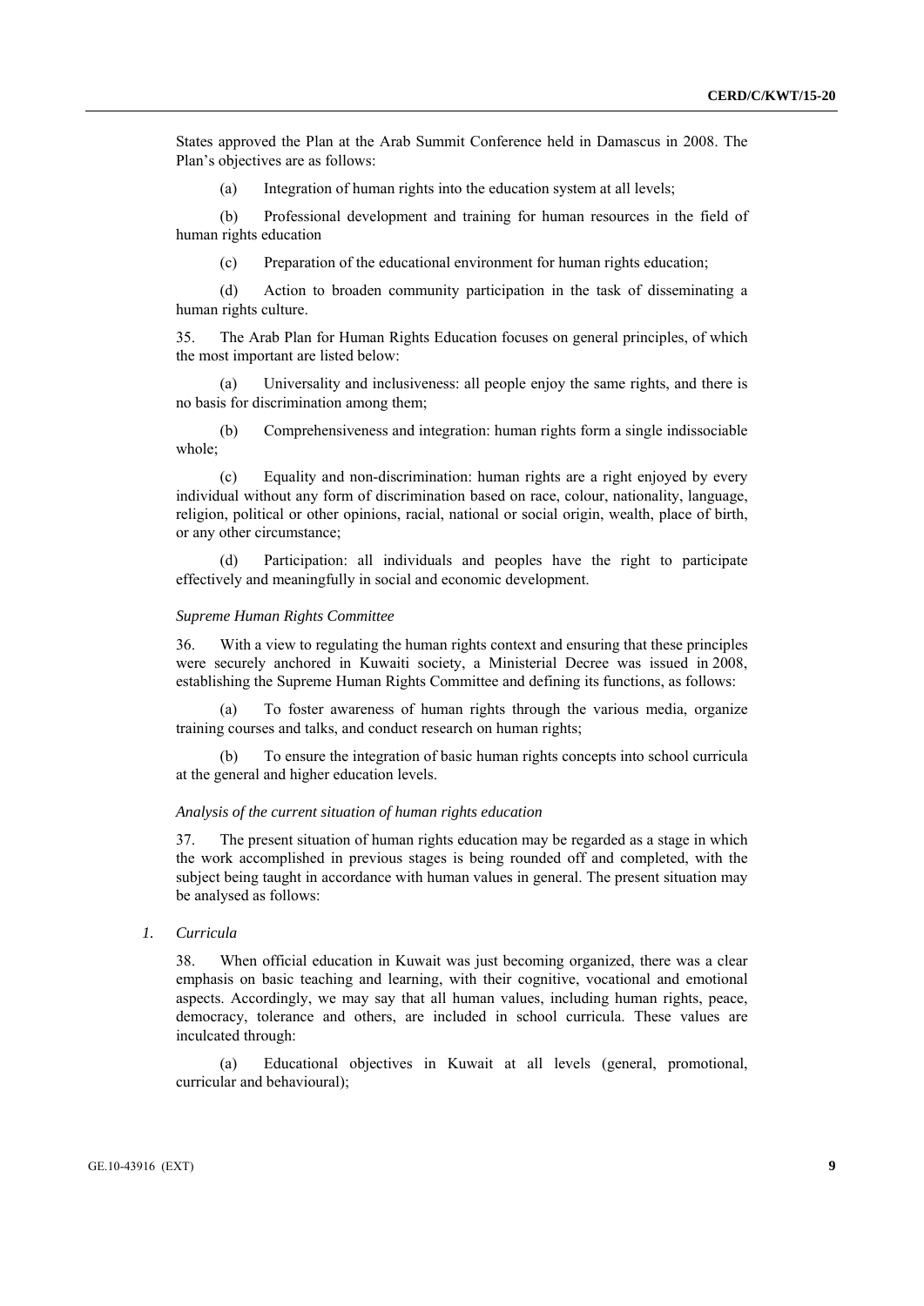States approved the Plan at the Arab Summit Conference held in Damascus in 2008. The Plan's objectives are as follows:

(a) Integration of human rights into the education system at all levels;

(b) Professional development and training for human resources in the field of human rights education

(c) Preparation of the educational environment for human rights education;

(d) Action to broaden community participation in the task of disseminating a human rights culture.

35. The Arab Plan for Human Rights Education focuses on general principles, of which the most important are listed below:

(a) Universality and inclusiveness: all people enjoy the same rights, and there is no basis for discrimination among them;

(b) Comprehensiveness and integration: human rights form a single indissociable whole;

(c) Equality and non-discrimination: human rights are a right enjoyed by every individual without any form of discrimination based on race, colour, nationality, language, religion, political or other opinions, racial, national or social origin, wealth, place of birth, or any other circumstance;

(d) Participation: all individuals and peoples have the right to participate effectively and meaningfully in social and economic development.

*Supreme Human Rights Committee*

36. With a view to regulating the human rights context and ensuring that these principles were securely anchored in Kuwaiti society, a Ministerial Decree was issued in 2008, establishing the Supreme Human Rights Committee and defining its functions, as follows:

(a) To foster awareness of human rights through the various media, organize training courses and talks, and conduct research on human rights;

(b) To ensure the integration of basic human rights concepts into school curricula at the general and higher education levels.

*Analysis of the current situation of human rights education*

37. The present situation of human rights education may be regarded as a stage in which the work accomplished in previous stages is being rounded off and completed, with the subject being taught in accordance with human values in general. The present situation may be analysed as follows:

*1. Curricula*

38. When official education in Kuwait was just becoming organized, there was a clear emphasis on basic teaching and learning, with their cognitive, vocational and emotional aspects. Accordingly, we may say that all human values, including human rights, peace, democracy, tolerance and others, are included in school curricula. These values are inculcated through:

(a) Educational objectives in Kuwait at all levels (general, promotional, curricular and behavioural);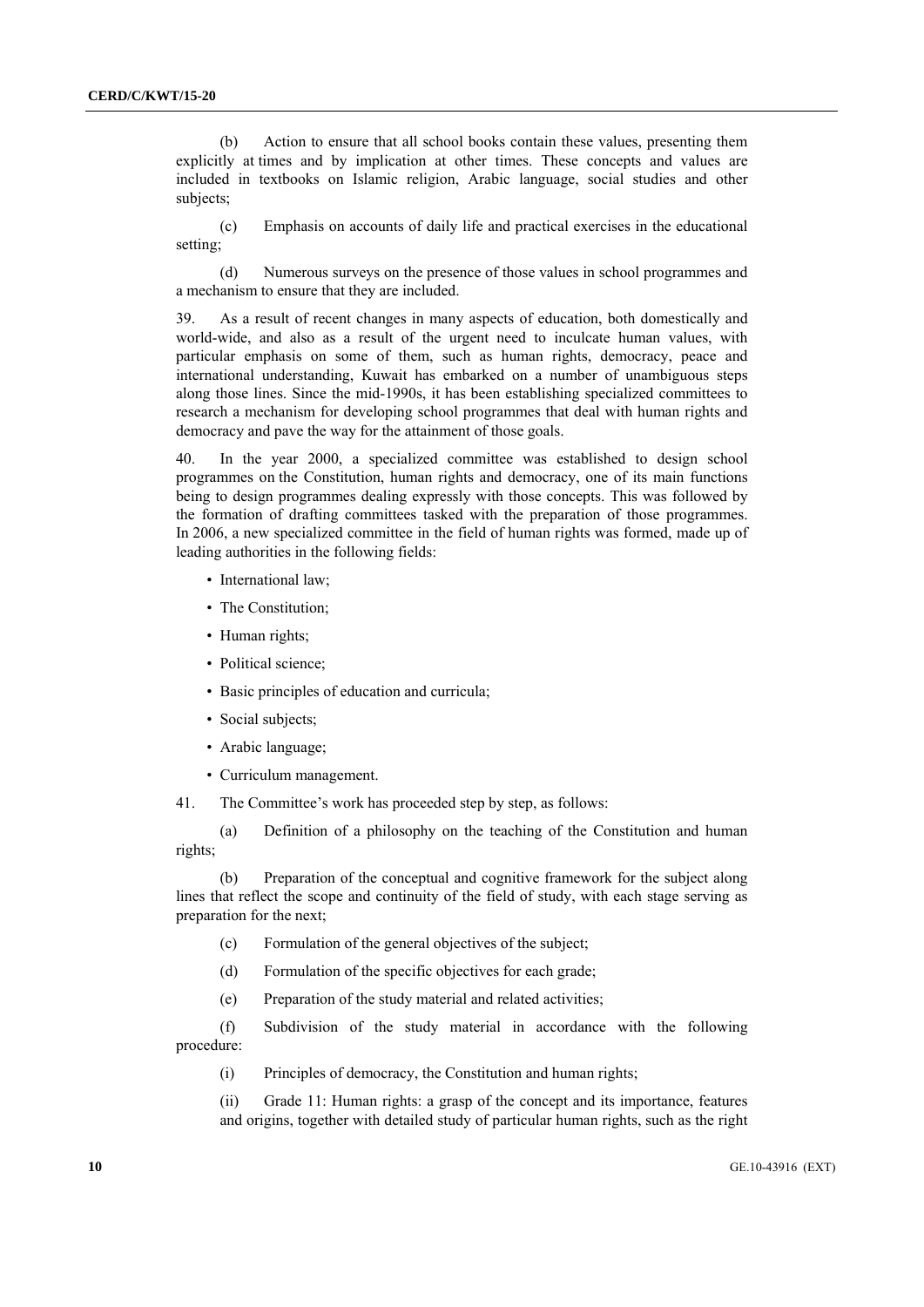(b) Action to ensure that all school books contain these values, presenting them explicitly at times and by implication at other times. These concepts and values are included in textbooks on Islamic religion, Arabic language, social studies and other subjects;

(c) Emphasis on accounts of daily life and practical exercises in the educational setting;

(d) Numerous surveys on the presence of those values in school programmes and a mechanism to ensure that they are included.

39. As a result of recent changes in many aspects of education, both domestically and world-wide, and also as a result of the urgent need to inculcate human values, with particular emphasis on some of them, such as human rights, democracy, peace and international understanding, Kuwait has embarked on a number of unambiguous steps along those lines. Since the mid-1990s, it has been establishing specialized committees to research a mechanism for developing school programmes that deal with human rights and democracy and pave the way for the attainment of those goals.

40. In the year 2000, a specialized committee was established to design school programmes on the Constitution, human rights and democracy, one of its main functions being to design programmes dealing expressly with those concepts. This was followed by the formation of drafting committees tasked with the preparation of those programmes. In 2006, a new specialized committee in the field of human rights was formed, made up of leading authorities in the following fields:

- International law;
- The Constitution;
- Human rights;
- Political science;
- Basic principles of education and curricula;
- Social subjects;
- Arabic language;
- Curriculum management.

41. The Committee's work has proceeded step by step, as follows:

(a) Definition of a philosophy on the teaching of the Constitution and human rights;

(b) Preparation of the conceptual and cognitive framework for the subject along lines that reflect the scope and continuity of the field of study, with each stage serving as preparation for the next;

(c) Formulation of the general objectives of the subject;

(d) Formulation of the specific objectives for each grade;

(e) Preparation of the study material and related activities;

(f) Subdivision of the study material in accordance with the following procedure:

(i) Principles of democracy, the Constitution and human rights;

(ii) Grade 11: Human rights: a grasp of the concept and its importance, features and origins, together with detailed study of particular human rights, such as the right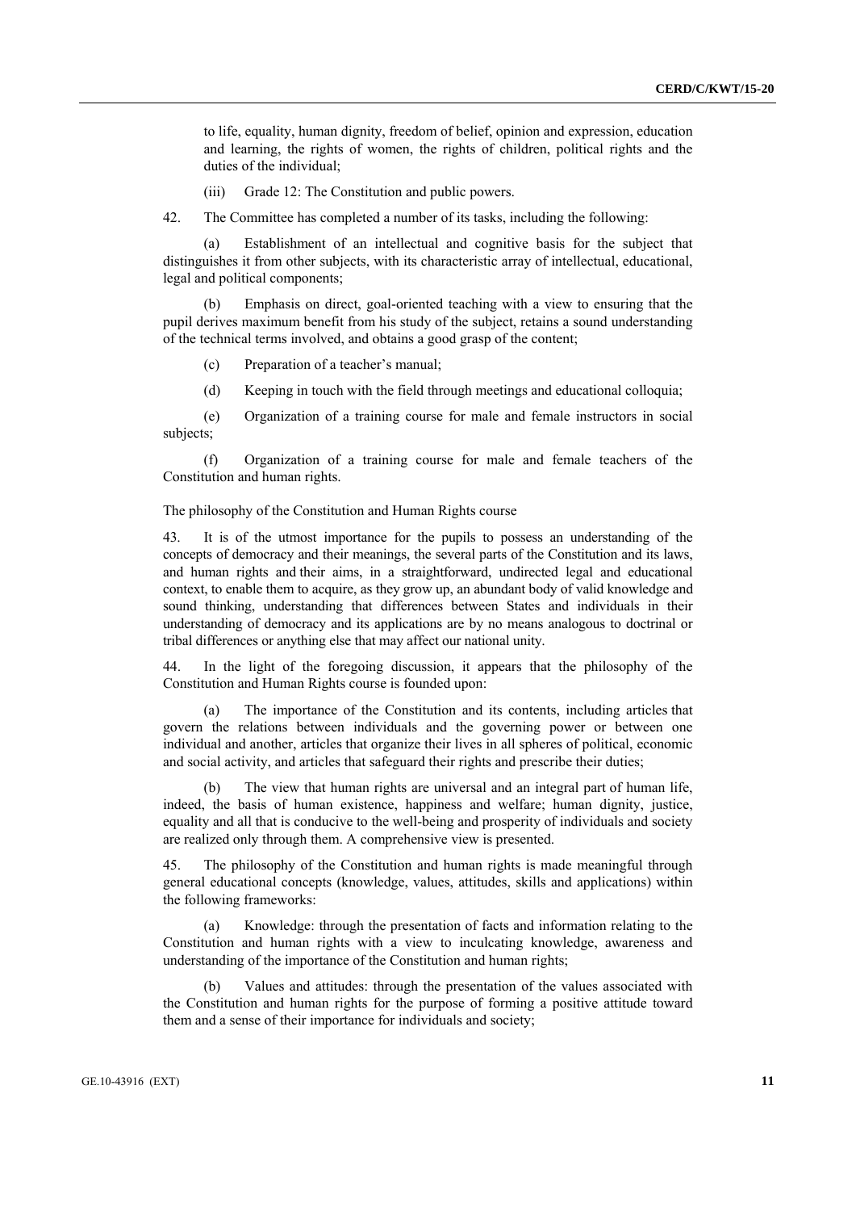to life, equality, human dignity, freedom of belief, opinion and expression, education and learning, the rights of women, the rights of children, political rights and the duties of the individual;

(iii) Grade 12: The Constitution and public powers.

42. The Committee has completed a number of its tasks, including the following:

(a) Establishment of an intellectual and cognitive basis for the subject that distinguishes it from other subjects, with its characteristic array of intellectual, educational, legal and political components;

(b) Emphasis on direct, goal-oriented teaching with a view to ensuring that the pupil derives maximum benefit from his study of the subject, retains a sound understanding of the technical terms involved, and obtains a good grasp of the content;

(c) Preparation of a teacher's manual;

(d) Keeping in touch with the field through meetings and educational colloquia;

(e) Organization of a training course for male and female instructors in social subjects;

(f) Organization of a training course for male and female teachers of the Constitution and human rights.

The philosophy of the Constitution and Human Rights course

43. It is of the utmost importance for the pupils to possess an understanding of the concepts of democracy and their meanings, the several parts of the Constitution and its laws, and human rights and their aims, in a straightforward, undirected legal and educational context, to enable them to acquire, as they grow up, an abundant body of valid knowledge and sound thinking, understanding that differences between States and individuals in their understanding of democracy and its applications are by no means analogous to doctrinal or tribal differences or anything else that may affect our national unity.

44. In the light of the foregoing discussion, it appears that the philosophy of the Constitution and Human Rights course is founded upon:

(a) The importance of the Constitution and its contents, including articles that govern the relations between individuals and the governing power or between one individual and another, articles that organize their lives in all spheres of political, economic and social activity, and articles that safeguard their rights and prescribe their duties;

(b) The view that human rights are universal and an integral part of human life, indeed, the basis of human existence, happiness and welfare; human dignity, justice, equality and all that is conducive to the well-being and prosperity of individuals and society are realized only through them. A comprehensive view is presented.

45. The philosophy of the Constitution and human rights is made meaningful through general educational concepts (knowledge, values, attitudes, skills and applications) within the following frameworks:

(a) Knowledge: through the presentation of facts and information relating to the Constitution and human rights with a view to inculcating knowledge, awareness and understanding of the importance of the Constitution and human rights;

(b) Values and attitudes: through the presentation of the values associated with the Constitution and human rights for the purpose of forming a positive attitude toward them and a sense of their importance for individuals and society;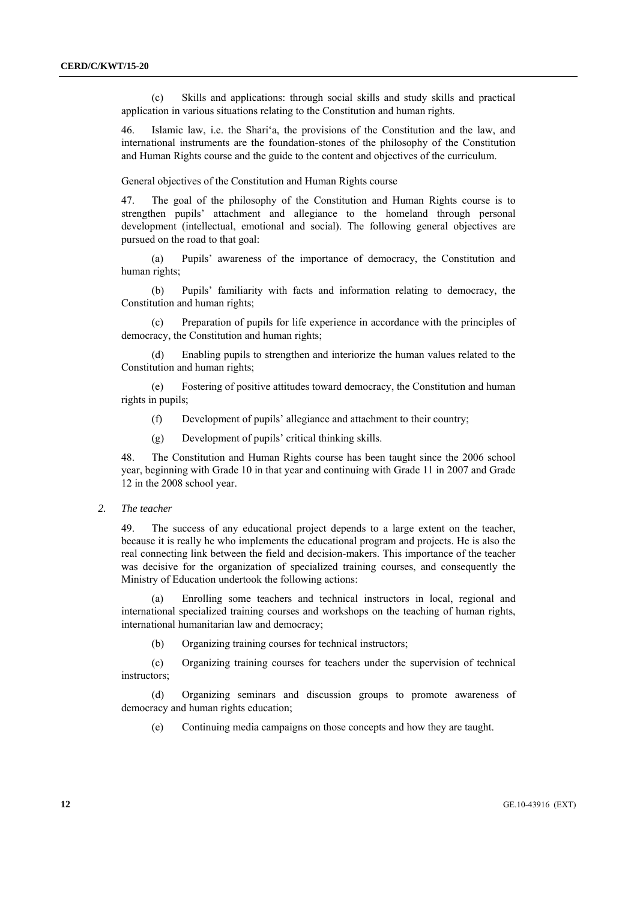(c) Skills and applications: through social skills and study skills and practical application in various situations relating to the Constitution and human rights.

46. Islamic law, i.e. the Shari'a, the provisions of the Constitution and the law, and international instruments are the foundation-stones of the philosophy of the Constitution and Human Rights course and the guide to the content and objectives of the curriculum.

General objectives of the Constitution and Human Rights course

47. The goal of the philosophy of the Constitution and Human Rights course is to strengthen pupils' attachment and allegiance to the homeland through personal development (intellectual, emotional and social). The following general objectives are pursued on the road to that goal:

(a) Pupils' awareness of the importance of democracy, the Constitution and human rights;

(b) Pupils' familiarity with facts and information relating to democracy, the Constitution and human rights;

(c) Preparation of pupils for life experience in accordance with the principles of democracy, the Constitution and human rights;

(d) Enabling pupils to strengthen and interiorize the human values related to the Constitution and human rights;

(e) Fostering of positive attitudes toward democracy, the Constitution and human rights in pupils;

(f) Development of pupils' allegiance and attachment to their country;

(g) Development of pupils' critical thinking skills.

48. The Constitution and Human Rights course has been taught since the 2006 school year, beginning with Grade 10 in that year and continuing with Grade 11 in 2007 and Grade 12 in the 2008 school year.

*2. The teacher*

49. The success of any educational project depends to a large extent on the teacher, because it is really he who implements the educational program and projects. He is also the real connecting link between the field and decision-makers. This importance of the teacher was decisive for the organization of specialized training courses, and consequently the Ministry of Education undertook the following actions:

(a) Enrolling some teachers and technical instructors in local, regional and international specialized training courses and workshops on the teaching of human rights, international humanitarian law and democracy;

(b) Organizing training courses for technical instructors;

(c) Organizing training courses for teachers under the supervision of technical instructors;

(d) Organizing seminars and discussion groups to promote awareness of democracy and human rights education;

(e) Continuing media campaigns on those concepts and how they are taught.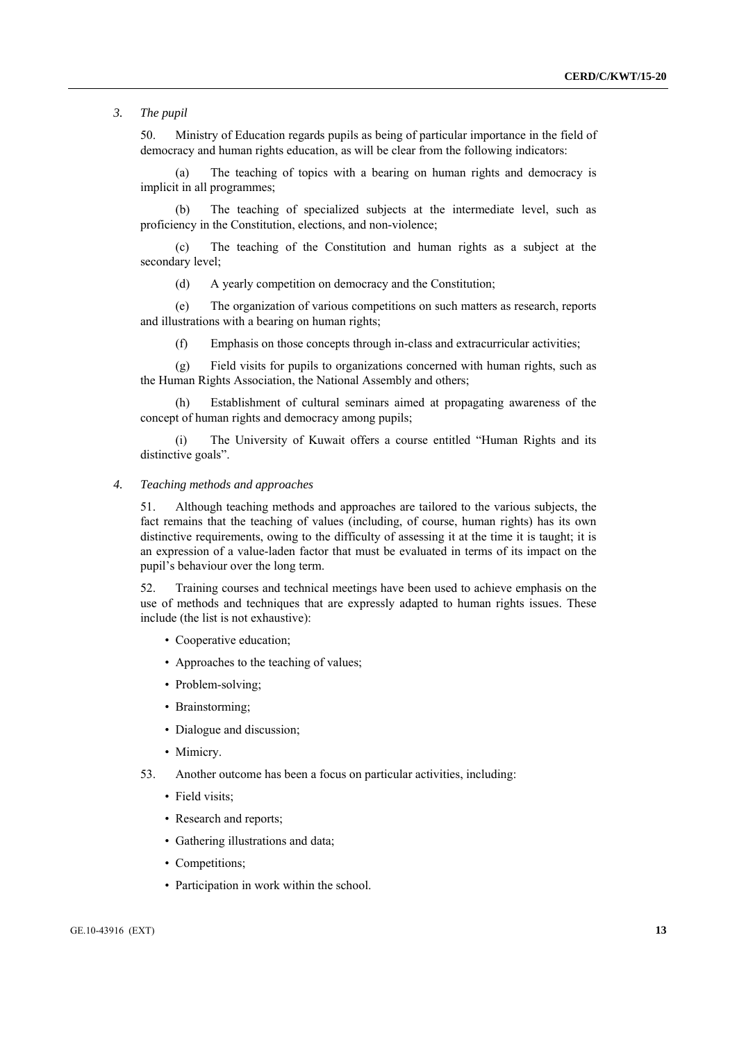### *3. The pupil*

50. Ministry of Education regards pupils as being of particular importance in the field of democracy and human rights education, as will be clear from the following indicators:

(a) The teaching of topics with a bearing on human rights and democracy is implicit in all programmes;

(b) The teaching of specialized subjects at the intermediate level, such as proficiency in the Constitution, elections, and non-violence;

(c) The teaching of the Constitution and human rights as a subject at the secondary level;

(d) A yearly competition on democracy and the Constitution;

(e) The organization of various competitions on such matters as research, reports and illustrations with a bearing on human rights;

(f) Emphasis on those concepts through in-class and extracurricular activities;

(g) Field visits for pupils to organizations concerned with human rights, such as the Human Rights Association, the National Assembly and others;

(h) Establishment of cultural seminars aimed at propagating awareness of the concept of human rights and democracy among pupils;

(i) The University of Kuwait offers a course entitled "Human Rights and its distinctive goals".

### *4. Teaching methods and approaches*

51. Although teaching methods and approaches are tailored to the various subjects, the fact remains that the teaching of values (including, of course, human rights) has its own distinctive requirements, owing to the difficulty of assessing it at the time it is taught; it is an expression of a value-laden factor that must be evaluated in terms of its impact on the pupil's behaviour over the long term.

52. Training courses and technical meetings have been used to achieve emphasis on the use of methods and techniques that are expressly adapted to human rights issues. These include (the list is not exhaustive):

- Cooperative education;
- Approaches to the teaching of values;
- Problem-solving;
- Brainstorming;
- Dialogue and discussion;
- Mimicry.

53. Another outcome has been a focus on particular activities, including:

- Field visits;
- Research and reports;
- Gathering illustrations and data;
- Competitions;
- Participation in work within the school.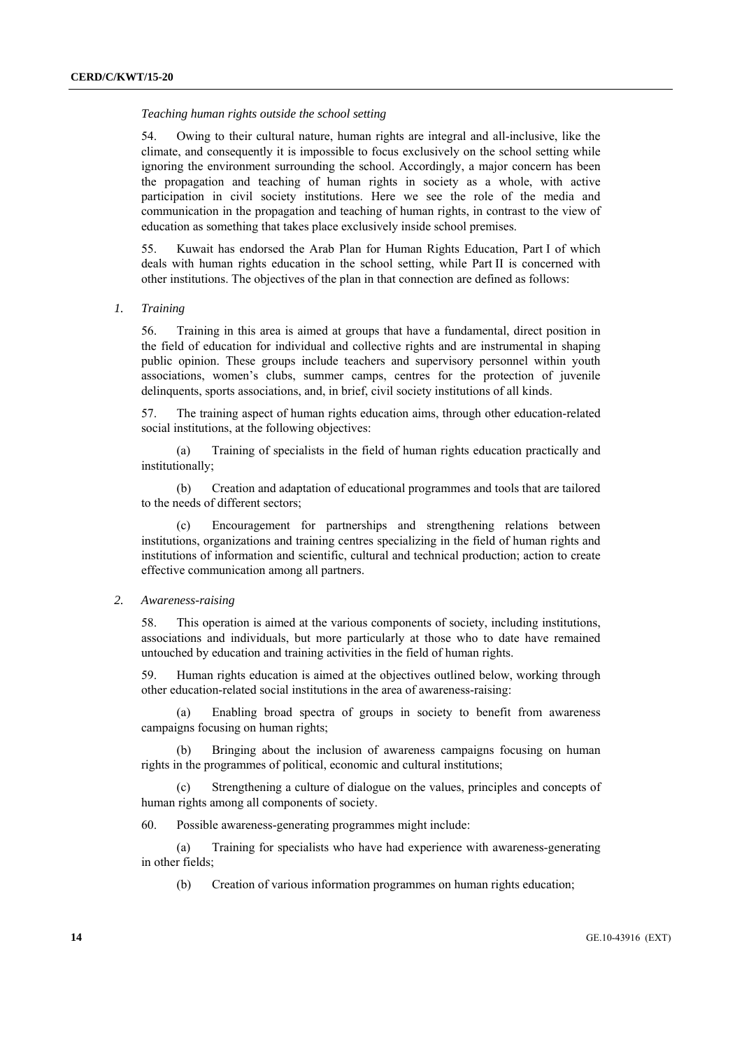*Teaching human rights outside the school setting*

54. Owing to their cultural nature, human rights are integral and all-inclusive, like the climate, and consequently it is impossible to focus exclusively on the school setting while ignoring the environment surrounding the school. Accordingly, a major concern has been the propagation and teaching of human rights in society as a whole, with active participation in civil society institutions. Here we see the role of the media and communication in the propagation and teaching of human rights, in contrast to the view of education as something that takes place exclusively inside school premises.

55. Kuwait has endorsed the Arab Plan for Human Rights Education, Part I of which deals with human rights education in the school setting, while Part II is concerned with other institutions. The objectives of the plan in that connection are defined as follows:

*1. Training*

56. Training in this area is aimed at groups that have a fundamental, direct position in the field of education for individual and collective rights and are instrumental in shaping public opinion. These groups include teachers and supervisory personnel within youth associations, women's clubs, summer camps, centres for the protection of juvenile delinquents, sports associations, and, in brief, civil society institutions of all kinds.

57. The training aspect of human rights education aims, through other education-related social institutions, at the following objectives:

(a) Training of specialists in the field of human rights education practically and institutionally;

(b) Creation and adaptation of educational programmes and tools that are tailored to the needs of different sectors;

(c) Encouragement for partnerships and strengthening relations between institutions, organizations and training centres specializing in the field of human rights and institutions of information and scientific, cultural and technical production; action to create effective communication among all partners.

*2. Awareness-raising*

58. This operation is aimed at the various components of society, including institutions, associations and individuals, but more particularly at those who to date have remained untouched by education and training activities in the field of human rights.

59. Human rights education is aimed at the objectives outlined below, working through other education-related social institutions in the area of awareness-raising:

(a) Enabling broad spectra of groups in society to benefit from awareness campaigns focusing on human rights;

(b) Bringing about the inclusion of awareness campaigns focusing on human rights in the programmes of political, economic and cultural institutions;

(c) Strengthening a culture of dialogue on the values, principles and concepts of human rights among all components of society.

60. Possible awareness-generating programmes might include:

(a) Training for specialists who have had experience with awareness-generating in other fields;

(b) Creation of various information programmes on human rights education;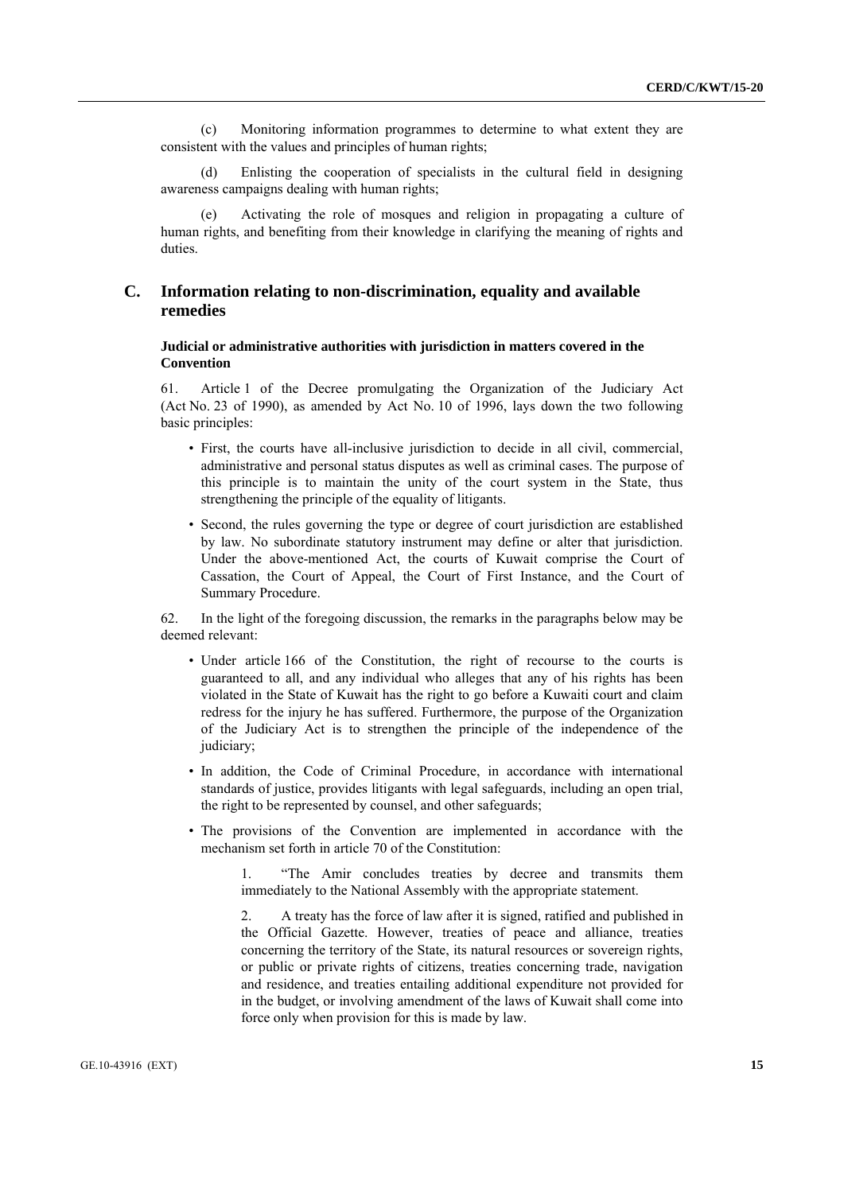(c) Monitoring information programmes to determine to what extent they are consistent with the values and principles of human rights;

(d) Enlisting the cooperation of specialists in the cultural field in designing awareness campaigns dealing with human rights;

(e) Activating the role of mosques and religion in propagating a culture of human rights, and benefiting from their knowledge in clarifying the meaning of rights and duties.

## C. Information relating to non-discrimination, equality and available remedies

### Judicial or administrative authorities with jurisdiction in matters covered in the Convention

61. Article 1 of the Decree promulgating the Organization of the Judiciary Act (Act No. 23 of 1990), as amended by Act No. 10 of 1996, lays down the two following basic principles:

- First, the courts have all-inclusive jurisdiction to decide in all civil, commercial, administrative and personal status disputes as well as criminal cases. The purpose of this principle is to maintain the unity of the court system in the State, thus strengthening the principle of the equality of litigants.
- Second, the rules governing the type or degree of court jurisdiction are established by law. No subordinate statutory instrument may define or alter that jurisdiction. Under the above-mentioned Act, the courts of Kuwait comprise the Court of Cassation, the Court of Appeal, the Court of First Instance, and the Court of Summary Procedure.

62. In the light of the foregoing discussion, the remarks in the paragraphs below may be deemed relevant:

- Under article 166 of the Constitution, the right of recourse to the courts is guaranteed to all, and any individual who alleges that any of his rights has been violated in the State of Kuwait has the right to go before a Kuwaiti court and claim redress for the injury he has suffered. Furthermore, the purpose of the Organization of the Judiciary Act is to strengthen the principle of the independence of the judiciary;
- In addition, the Code of Criminal Procedure, in accordance with international standards of justice, provides litigants with legal safeguards, including an open trial, the right to be represented by counsel, and other safeguards;
- The provisions of the Convention are implemented in accordance with the mechanism set forth in article 70 of the Constitution:

> 1. "The Amir concludes treaties by decree and transmits them immediately to the National Assembly with the appropriate statement.
>
> 2. A treaty has the force of law after it is signed, ratified and published in the Official Gazette. However, treaties of peace and alliance, treaties concerning the territory of the State, its natural resources or sovereign rights, or public or private rights of citizens, treaties concerning trade, navigation and residence, and treaties entailing additional expenditure not provided for in the budget, or involving amendment of the laws of Kuwait shall come into force only when provision for this is made by law.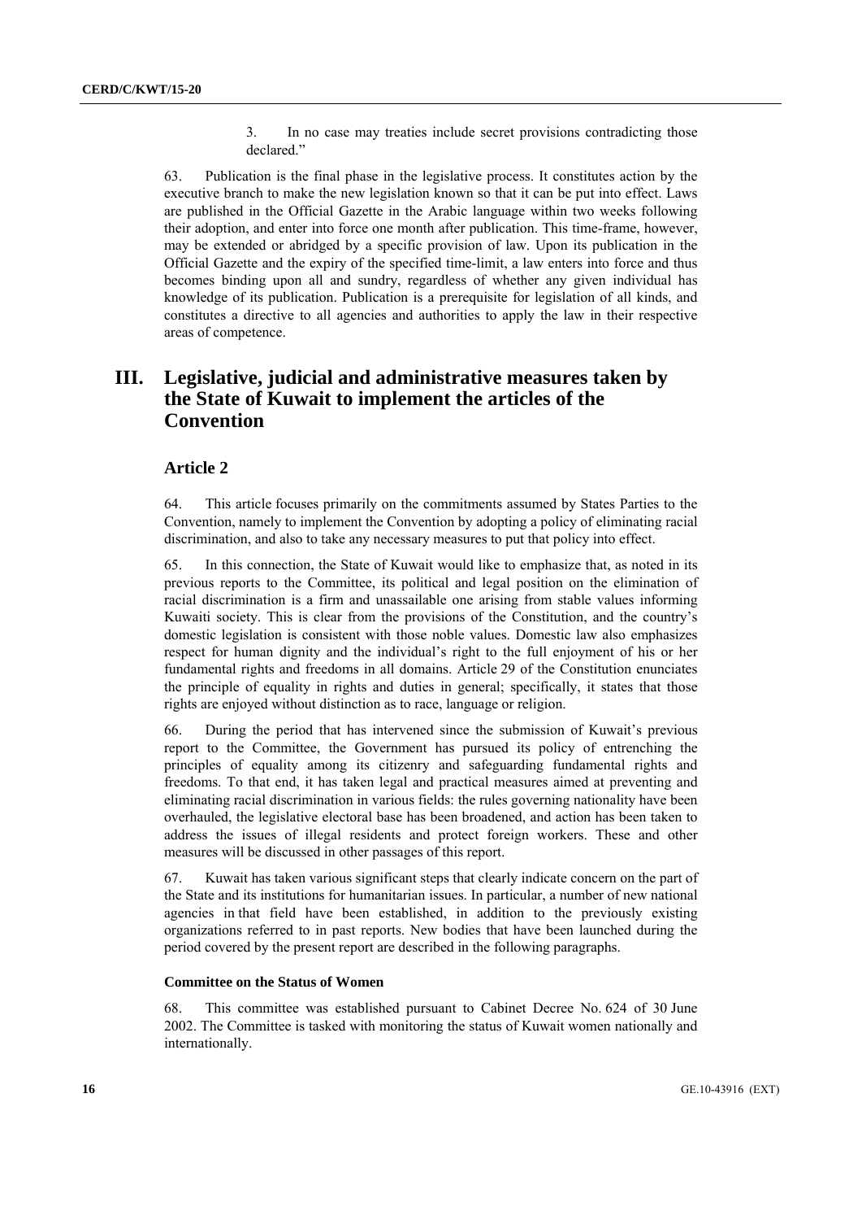3. In no case may treaties include secret provisions contradicting those declared."

63. Publication is the final phase in the legislative process. It constitutes action by the executive branch to make the new legislation known so that it can be put into effect. Laws are published in the Official Gazette in the Arabic language within two weeks following their adoption, and enter into force one month after publication. This time-frame, however, may be extended or abridged by a specific provision of law. Upon its publication in the Official Gazette and the expiry of the specified time-limit, a law enters into force and thus becomes binding upon all and sundry, regardless of whether any given individual has knowledge of its publication. Publication is a prerequisite for legislation of all kinds, and constitutes a directive to all agencies and authorities to apply the law in their respective areas of competence.

# III. Legislative, judicial and administrative measures taken by the State of Kuwait to implement the articles of the Convention

## Article 2

64. This article focuses primarily on the commitments assumed by States Parties to the Convention, namely to implement the Convention by adopting a policy of eliminating racial discrimination, and also to take any necessary measures to put that policy into effect.

65. In this connection, the State of Kuwait would like to emphasize that, as noted in its previous reports to the Committee, its political and legal position on the elimination of racial discrimination is a firm and unassailable one arising from stable values informing Kuwaiti society. This is clear from the provisions of the Constitution, and the country's domestic legislation is consistent with those noble values. Domestic law also emphasizes respect for human dignity and the individual's right to the full enjoyment of his or her fundamental rights and freedoms in all domains. Article 29 of the Constitution enunciates the principle of equality in rights and duties in general; specifically, it states that those rights are enjoyed without distinction as to race, language or religion.

66. During the period that has intervened since the submission of Kuwait's previous report to the Committee, the Government has pursued its policy of entrenching the principles of equality among its citizenry and safeguarding fundamental rights and freedoms. To that end, it has taken legal and practical measures aimed at preventing and eliminating racial discrimination in various fields: the rules governing nationality have been overhauled, the legislative electoral base has been broadened, and action has been taken to address the issues of illegal residents and protect foreign workers. These and other measures will be discussed in other passages of this report.

67. Kuwait has taken various significant steps that clearly indicate concern on the part of the State and its institutions for humanitarian issues. In particular, a number of new national agencies in that field have been established, in addition to the previously existing organizations referred to in past reports. New bodies that have been launched during the period covered by the present report are described in the following paragraphs.

#### Committee on the Status of Women

68. This committee was established pursuant to Cabinet Decree No. 624 of 30 June 2002. The Committee is tasked with monitoring the status of Kuwait women nationally and internationally.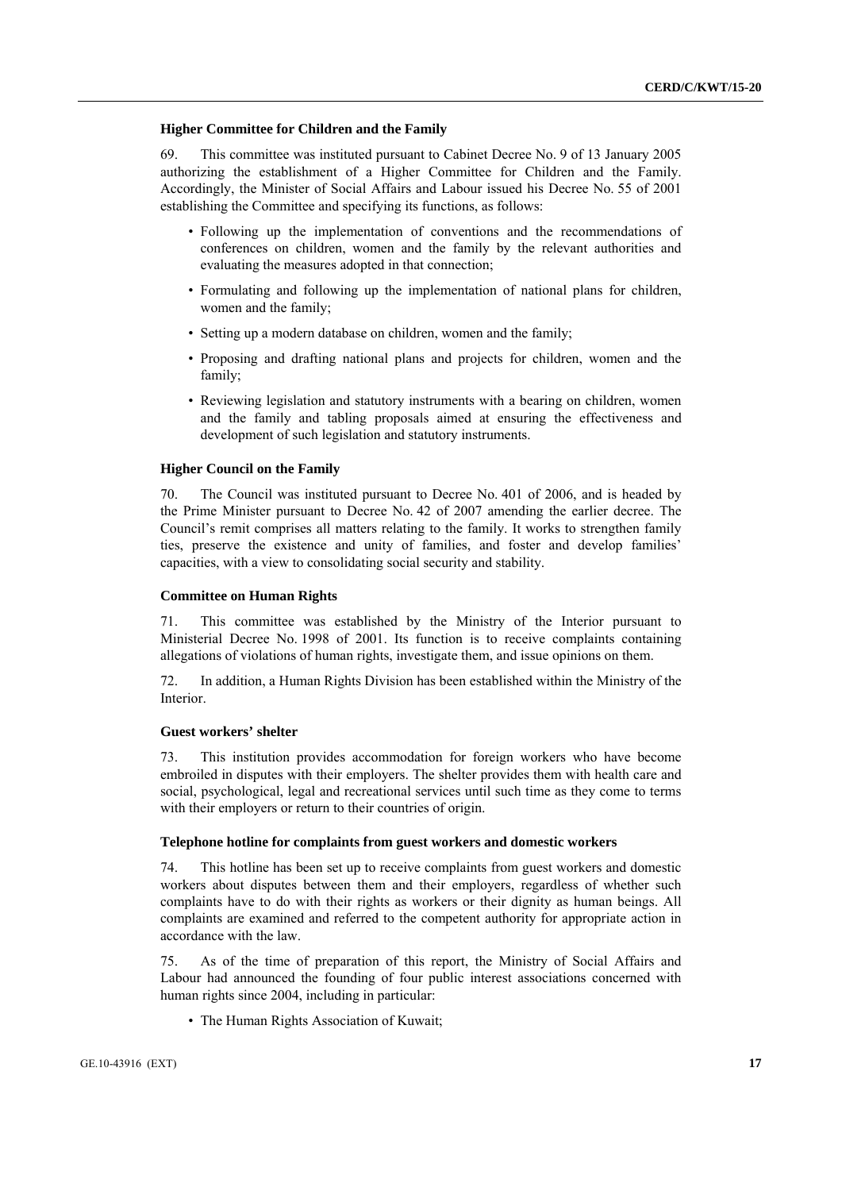### Higher Committee for Children and the Family

69. This committee was instituted pursuant to Cabinet Decree No. 9 of 13 January 2005 authorizing the establishment of a Higher Committee for Children and the Family. Accordingly, the Minister of Social Affairs and Labour issued his Decree No. 55 of 2001 establishing the Committee and specifying its functions, as follows:

- Following up the implementation of conventions and the recommendations of conferences on children, women and the family by the relevant authorities and evaluating the measures adopted in that connection;
- Formulating and following up the implementation of national plans for children, women and the family;
- Setting up a modern database on children, women and the family;
- Proposing and drafting national plans and projects for children, women and the family;
- Reviewing legislation and statutory instruments with a bearing on children, women and the family and tabling proposals aimed at ensuring the effectiveness and development of such legislation and statutory instruments.

### Higher Council on the Family

70. The Council was instituted pursuant to Decree No. 401 of 2006, and is headed by the Prime Minister pursuant to Decree No. 42 of 2007 amending the earlier decree. The Council's remit comprises all matters relating to the family. It works to strengthen family ties, preserve the existence and unity of families, and foster and develop families' capacities, with a view to consolidating social security and stability.

### Committee on Human Rights

71. This committee was established by the Ministry of the Interior pursuant to Ministerial Decree No. 1998 of 2001. Its function is to receive complaints containing allegations of violations of human rights, investigate them, and issue opinions on them.

72. In addition, a Human Rights Division has been established within the Ministry of the Interior.

### Guest workers' shelter

73. This institution provides accommodation for foreign workers who have become embroiled in disputes with their employers. The shelter provides them with health care and social, psychological, legal and recreational services until such time as they come to terms with their employers or return to their countries of origin.

### Telephone hotline for complaints from guest workers and domestic workers

74. This hotline has been set up to receive complaints from guest workers and domestic workers about disputes between them and their employers, regardless of whether such complaints have to do with their rights as workers or their dignity as human beings. All complaints are examined and referred to the competent authority for appropriate action in accordance with the law.

75. As of the time of preparation of this report, the Ministry of Social Affairs and Labour had announced the founding of four public interest associations concerned with human rights since 2004, including in particular:

- The Human Rights Association of Kuwait;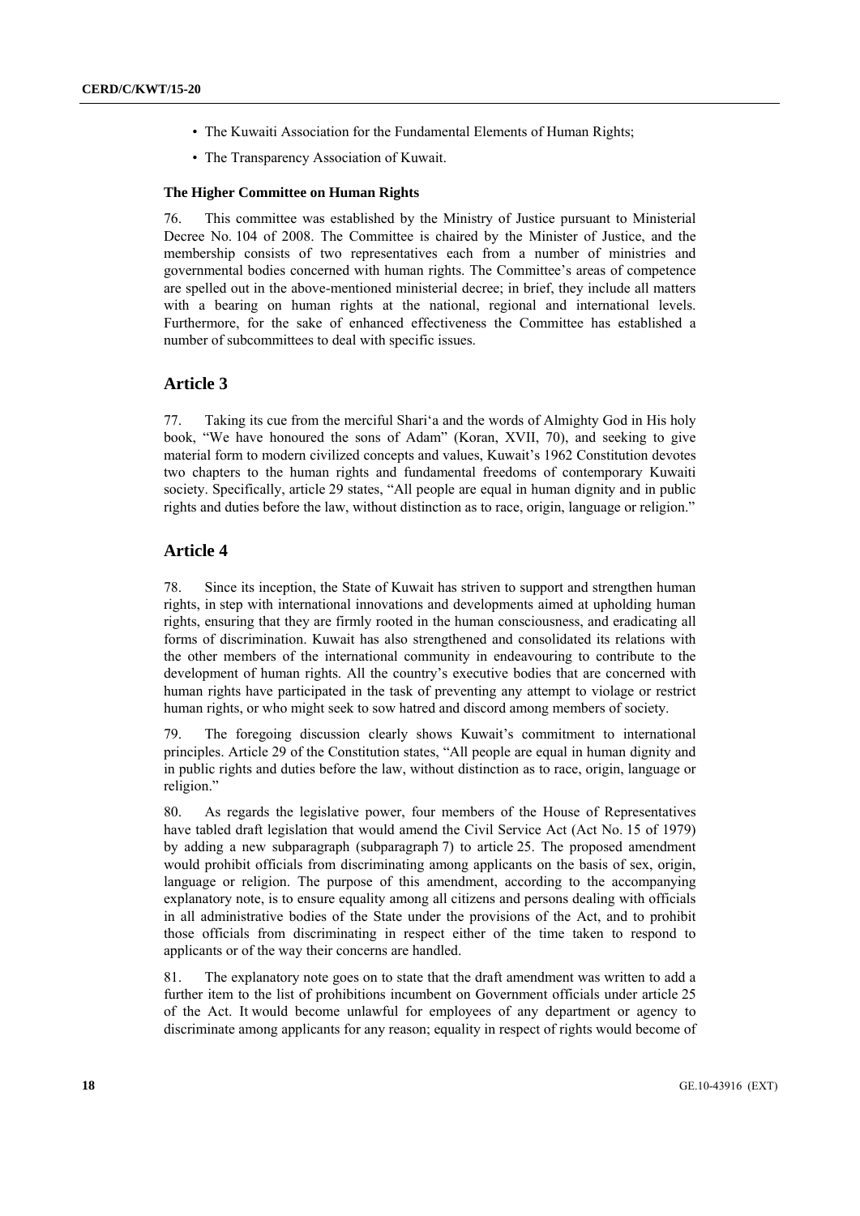- The Kuwaiti Association for the Fundamental Elements of Human Rights;
- The Transparency Association of Kuwait.

**The Higher Committee on Human Rights**

76. This committee was established by the Ministry of Justice pursuant to Ministerial Decree No. 104 of 2008. The Committee is chaired by the Minister of Justice, and the membership consists of two representatives each from a number of ministries and governmental bodies concerned with human rights. The Committee's areas of competence are spelled out in the above-mentioned ministerial decree; in brief, they include all matters with a bearing on human rights at the national, regional and international levels. Furthermore, for the sake of enhanced effectiveness the Committee has established a number of subcommittees to deal with specific issues.

## Article 3

77. Taking its cue from the merciful Shari'a and the words of Almighty God in His holy book, "We have honoured the sons of Adam" (Koran, XVII, 70), and seeking to give material form to modern civilized concepts and values, Kuwait's 1962 Constitution devotes two chapters to the human rights and fundamental freedoms of contemporary Kuwaiti society. Specifically, article 29 states, "All people are equal in human dignity and in public rights and duties before the law, without distinction as to race, origin, language or religion."

## Article 4

78. Since its inception, the State of Kuwait has striven to support and strengthen human rights, in step with international innovations and developments aimed at upholding human rights, ensuring that they are firmly rooted in the human consciousness, and eradicating all forms of discrimination. Kuwait has also strengthened and consolidated its relations with the other members of the international community in endeavouring to contribute to the development of human rights. All the country's executive bodies that are concerned with human rights have participated in the task of preventing any attempt to violage or restrict human rights, or who might seek to sow hatred and discord among members of society.

79. The foregoing discussion clearly shows Kuwait's commitment to international principles. Article 29 of the Constitution states, "All people are equal in human dignity and in public rights and duties before the law, without distinction as to race, origin, language or religion."

80. As regards the legislative power, four members of the House of Representatives have tabled draft legislation that would amend the Civil Service Act (Act No. 15 of 1979) by adding a new subparagraph (subparagraph 7) to article 25. The proposed amendment would prohibit officials from discriminating among applicants on the basis of sex, origin, language or religion. The purpose of this amendment, according to the accompanying explanatory note, is to ensure equality among all citizens and persons dealing with officials in all administrative bodies of the State under the provisions of the Act, and to prohibit those officials from discriminating in respect either of the time taken to respond to applicants or of the way their concerns are handled.

81. The explanatory note goes on to state that the draft amendment was written to add a further item to the list of prohibitions incumbent on Government officials under article 25 of the Act. It would become unlawful for employees of any department or agency to discriminate among applicants for any reason; equality in respect of rights would become of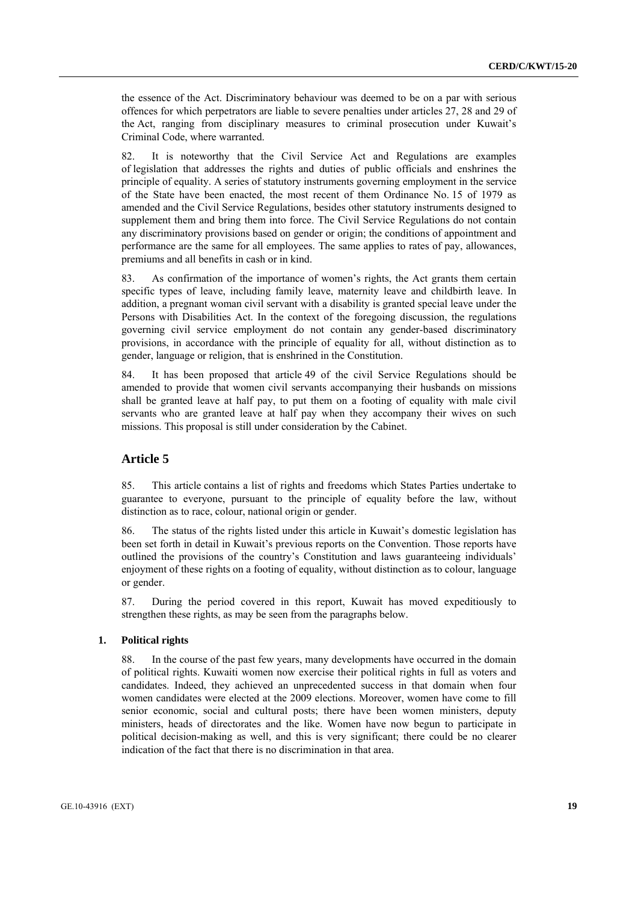the essence of the Act. Discriminatory behaviour was deemed to be on a par with serious offences for which perpetrators are liable to severe penalties under articles 27, 28 and 29 of the Act, ranging from disciplinary measures to criminal prosecution under Kuwait's Criminal Code, where warranted.

82. It is noteworthy that the Civil Service Act and Regulations are examples of legislation that addresses the rights and duties of public officials and enshrines the principle of equality. A series of statutory instruments governing employment in the service of the State have been enacted, the most recent of them Ordinance No. 15 of 1979 as amended and the Civil Service Regulations, besides other statutory instruments designed to supplement them and bring them into force. The Civil Service Regulations do not contain any discriminatory provisions based on gender or origin; the conditions of appointment and performance are the same for all employees. The same applies to rates of pay, allowances, premiums and all benefits in cash or in kind.

83. As confirmation of the importance of women's rights, the Act grants them certain specific types of leave, including family leave, maternity leave and childbirth leave. In addition, a pregnant woman civil servant with a disability is granted special leave under the Persons with Disabilities Act. In the context of the foregoing discussion, the regulations governing civil service employment do not contain any gender-based discriminatory provisions, in accordance with the principle of equality for all, without distinction as to gender, language or religion, that is enshrined in the Constitution.

84. It has been proposed that article 49 of the civil Service Regulations should be amended to provide that women civil servants accompanying their husbands on missions shall be granted leave at half pay, to put them on a footing of equality with male civil servants who are granted leave at half pay when they accompany their wives on such missions. This proposal is still under consideration by the Cabinet.

## Article 5

85. This article contains a list of rights and freedoms which States Parties undertake to guarantee to everyone, pursuant to the principle of equality before the law, without distinction as to race, colour, national origin or gender.

86. The status of the rights listed under this article in Kuwait's domestic legislation has been set forth in detail in Kuwait's previous reports on the Convention. Those reports have outlined the provisions of the country's Constitution and laws guaranteeing individuals' enjoyment of these rights on a footing of equality, without distinction as to colour, language or gender.

87. During the period covered in this report, Kuwait has moved expeditiously to strengthen these rights, as may be seen from the paragraphs below.

### 1. Political rights

88. In the course of the past few years, many developments have occurred in the domain of political rights. Kuwaiti women now exercise their political rights in full as voters and candidates. Indeed, they achieved an unprecedented success in that domain when four women candidates were elected at the 2009 elections. Moreover, women have come to fill senior economic, social and cultural posts; there have been women ministers, deputy ministers, heads of directorates and the like. Women have now begun to participate in political decision-making as well, and this is very significant; there could be no clearer indication of the fact that there is no discrimination in that area.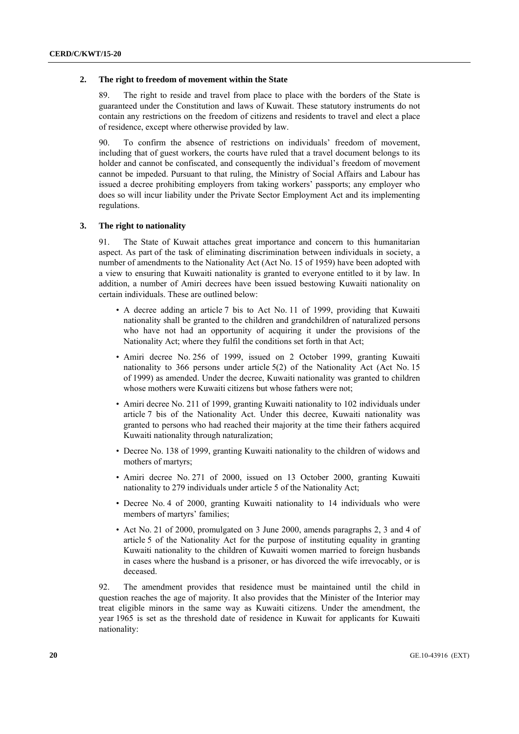### 2. The right to freedom of movement within the State

89. The right to reside and travel from place to place with the borders of the State is guaranteed under the Constitution and laws of Kuwait. These statutory instruments do not contain any restrictions on the freedom of citizens and residents to travel and elect a place of residence, except where otherwise provided by law.

90. To confirm the absence of restrictions on individuals' freedom of movement, including that of guest workers, the courts have ruled that a travel document belongs to its holder and cannot be confiscated, and consequently the individual's freedom of movement cannot be impeded. Pursuant to that ruling, the Ministry of Social Affairs and Labour has issued a decree prohibiting employers from taking workers' passports; any employer who does so will incur liability under the Private Sector Employment Act and its implementing regulations.

### 3. The right to nationality

91. The State of Kuwait attaches great importance and concern to this humanitarian aspect. As part of the task of eliminating discrimination between individuals in society, a number of amendments to the Nationality Act (Act No. 15 of 1959) have been adopted with a view to ensuring that Kuwaiti nationality is granted to everyone entitled to it by law. In addition, a number of Amiri decrees have been issued bestowing Kuwaiti nationality on certain individuals. These are outlined below:

- A decree adding an article 7 bis to Act No. 11 of 1999, providing that Kuwaiti nationality shall be granted to the children and grandchildren of naturalized persons who have not had an opportunity of acquiring it under the provisions of the Nationality Act; where they fulfil the conditions set forth in that Act;
- Amiri decree No. 256 of 1999, issued on 2 October 1999, granting Kuwaiti nationality to 366 persons under article 5(2) of the Nationality Act (Act No. 15 of 1999) as amended. Under the decree, Kuwaiti nationality was granted to children whose mothers were Kuwaiti citizens but whose fathers were not;
- Amiri decree No. 211 of 1999, granting Kuwaiti nationality to 102 individuals under article 7 bis of the Nationality Act. Under this decree, Kuwaiti nationality was granted to persons who had reached their majority at the time their fathers acquired Kuwaiti nationality through naturalization;
- Decree No. 138 of 1999, granting Kuwaiti nationality to the children of widows and mothers of martyrs;
- Amiri decree No. 271 of 2000, issued on 13 October 2000, granting Kuwaiti nationality to 279 individuals under article 5 of the Nationality Act;
- Decree No. 4 of 2000, granting Kuwaiti nationality to 14 individuals who were members of martyrs' families;
- Act No. 21 of 2000, promulgated on 3 June 2000, amends paragraphs 2, 3 and 4 of article 5 of the Nationality Act for the purpose of instituting equality in granting Kuwaiti nationality to the children of Kuwaiti women married to foreign husbands in cases where the husband is a prisoner, or has divorced the wife irrevocably, or is deceased.

92. The amendment provides that residence must be maintained until the child in question reaches the age of majority. It also provides that the Minister of the Interior may treat eligible minors in the same way as Kuwaiti citizens. Under the amendment, the year 1965 is set as the threshold date of residence in Kuwait for applicants for Kuwaiti nationality: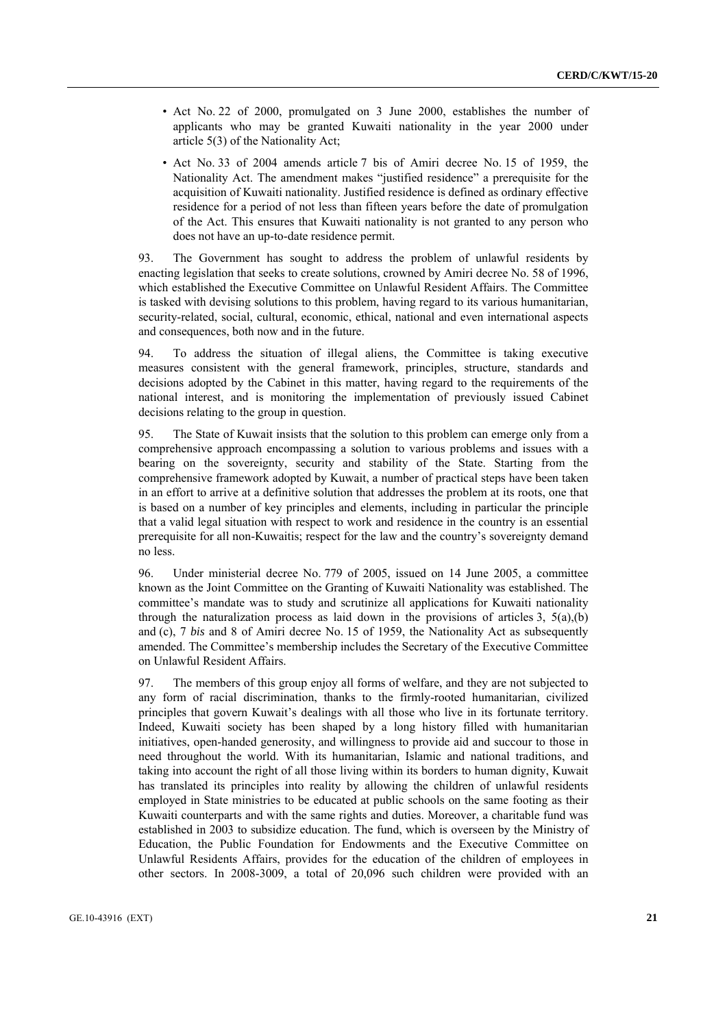- Act No. 22 of 2000, promulgated on 3 June 2000, establishes the number of applicants who may be granted Kuwaiti nationality in the year 2000 under article 5(3) of the Nationality Act;
- Act No. 33 of 2004 amends article 7 bis of Amiri decree No. 15 of 1959, the Nationality Act. The amendment makes "justified residence" a prerequisite for the acquisition of Kuwaiti nationality. Justified residence is defined as ordinary effective residence for a period of not less than fifteen years before the date of promulgation of the Act. This ensures that Kuwaiti nationality is not granted to any person who does not have an up-to-date residence permit.

93. The Government has sought to address the problem of unlawful residents by enacting legislation that seeks to create solutions, crowned by Amiri decree No. 58 of 1996, which established the Executive Committee on Unlawful Resident Affairs. The Committee is tasked with devising solutions to this problem, having regard to its various humanitarian, security-related, social, cultural, economic, ethical, national and even international aspects and consequences, both now and in the future.

94. To address the situation of illegal aliens, the Committee is taking executive measures consistent with the general framework, principles, structure, standards and decisions adopted by the Cabinet in this matter, having regard to the requirements of the national interest, and is monitoring the implementation of previously issued Cabinet decisions relating to the group in question.

95. The State of Kuwait insists that the solution to this problem can emerge only from a comprehensive approach encompassing a solution to various problems and issues with a bearing on the sovereignty, security and stability of the State. Starting from the comprehensive framework adopted by Kuwait, a number of practical steps have been taken in an effort to arrive at a definitive solution that addresses the problem at its roots, one that is based on a number of key principles and elements, including in particular the principle that a valid legal situation with respect to work and residence in the country is an essential prerequisite for all non-Kuwaitis; respect for the law and the country's sovereignty demand no less.

96. Under ministerial decree No. 779 of 2005, issued on 14 June 2005, a committee known as the Joint Committee on the Granting of Kuwaiti Nationality was established. The committee's mandate was to study and scrutinize all applications for Kuwaiti nationality through the naturalization process as laid down in the provisions of articles 3, 5(a),(b) and (c), 7 *bis* and 8 of Amiri decree No. 15 of 1959, the Nationality Act as subsequently amended. The Committee's membership includes the Secretary of the Executive Committee on Unlawful Resident Affairs.

97. The members of this group enjoy all forms of welfare, and they are not subjected to any form of racial discrimination, thanks to the firmly-rooted humanitarian, civilized principles that govern Kuwait's dealings with all those who live in its fortunate territory. Indeed, Kuwaiti society has been shaped by a long history filled with humanitarian initiatives, open-handed generosity, and willingness to provide aid and succour to those in need throughout the world. With its humanitarian, Islamic and national traditions, and taking into account the right of all those living within its borders to human dignity, Kuwait has translated its principles into reality by allowing the children of unlawful residents employed in State ministries to be educated at public schools on the same footing as their Kuwaiti counterparts and with the same rights and duties. Moreover, a charitable fund was established in 2003 to subsidize education. The fund, which is overseen by the Ministry of Education, the Public Foundation for Endowments and the Executive Committee on Unlawful Residents Affairs, provides for the education of the children of employees in other sectors. In 2008-3009, a total of 20,096 such children were provided with an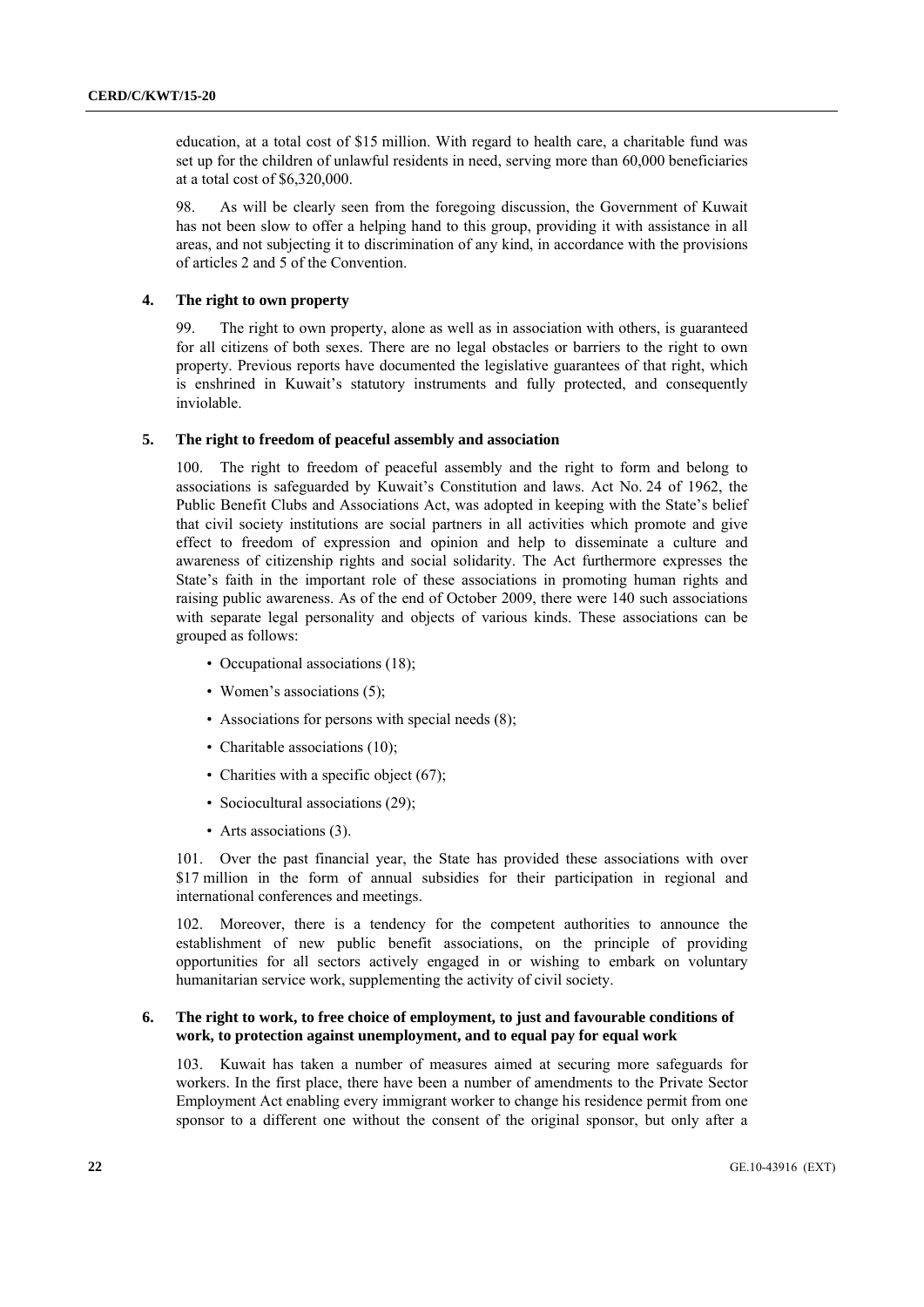education, at a total cost of $15 million. With regard to health care, a charitable fund was set up for the children of unlawful residents in need, serving more than 60,000 beneficiaries at a total cost of $6,320,000.

98. As will be clearly seen from the foregoing discussion, the Government of Kuwait has not been slow to offer a helping hand to this group, providing it with assistance in all areas, and not subjecting it to discrimination of any kind, in accordance with the provisions of articles 2 and 5 of the Convention.

### 4. The right to own property

99. The right to own property, alone as well as in association with others, is guaranteed for all citizens of both sexes. There are no legal obstacles or barriers to the right to own property. Previous reports have documented the legislative guarantees of that right, which is enshrined in Kuwait's statutory instruments and fully protected, and consequently inviolable.

### 5. The right to freedom of peaceful assembly and association

100. The right to freedom of peaceful assembly and the right to form and belong to associations is safeguarded by Kuwait's Constitution and laws. Act No. 24 of 1962, the Public Benefit Clubs and Associations Act, was adopted in keeping with the State's belief that civil society institutions are social partners in all activities which promote and give effect to freedom of expression and opinion and help to disseminate a culture and awareness of citizenship rights and social solidarity. The Act furthermore expresses the State's faith in the important role of these associations in promoting human rights and raising public awareness. As of the end of October 2009, there were 140 such associations with separate legal personality and objects of various kinds. These associations can be grouped as follows:

- Occupational associations (18);
- Women's associations (5);
- Associations for persons with special needs (8);
- Charitable associations (10);
- Charities with a specific object (67);
- Sociocultural associations (29);
- Arts associations (3).

101. Over the past financial year, the State has provided these associations with over $17 million in the form of annual subsidies for their participation in regional and international conferences and meetings.

102. Moreover, there is a tendency for the competent authorities to announce the establishment of new public benefit associations, on the principle of providing opportunities for all sectors actively engaged in or wishing to embark on voluntary humanitarian service work, supplementing the activity of civil society.

### 6. The right to work, to free choice of employment, to just and favourable conditions of work, to protection against unemployment, and to equal pay for equal work

103. Kuwait has taken a number of measures aimed at securing more safeguards for workers. In the first place, there have been a number of amendments to the Private Sector Employment Act enabling every immigrant worker to change his residence permit from one sponsor to a different one without the consent of the original sponsor, but only after a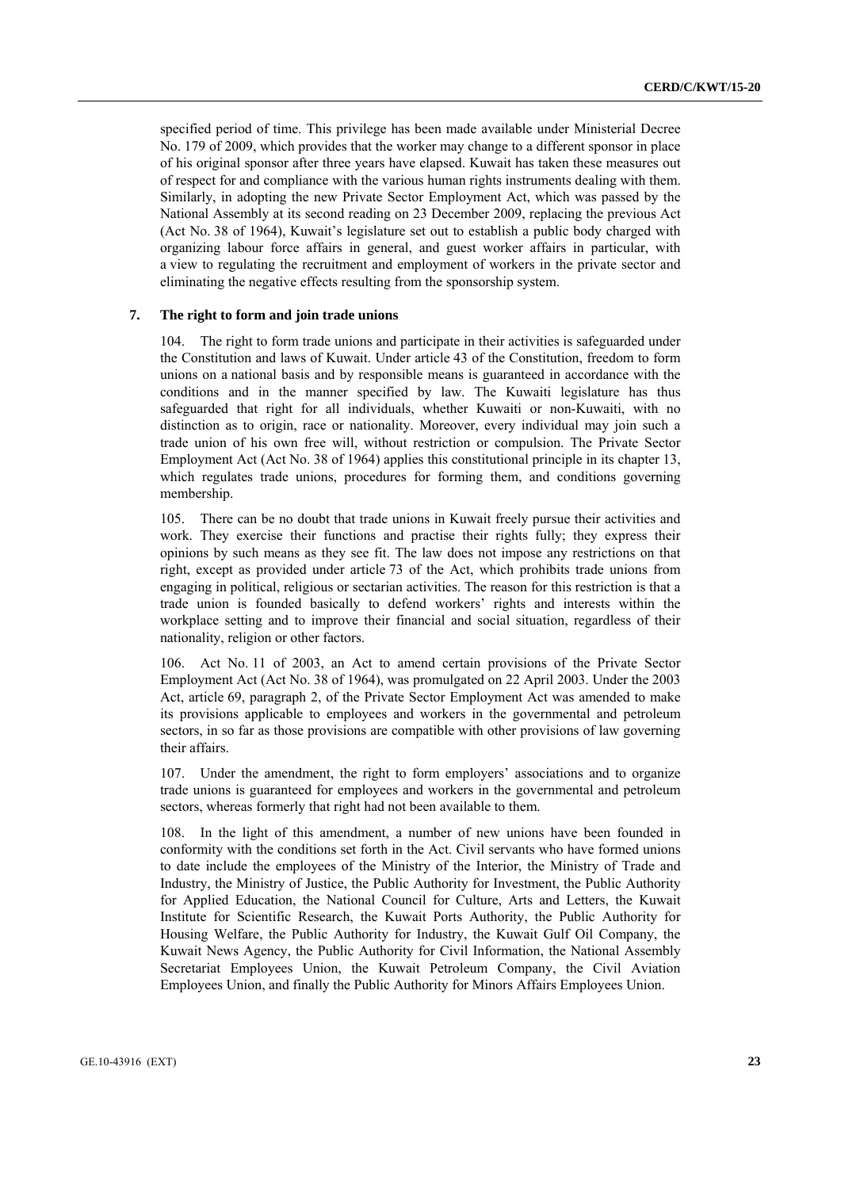specified period of time. This privilege has been made available under Ministerial Decree No. 179 of 2009, which provides that the worker may change to a different sponsor in place of his original sponsor after three years have elapsed. Kuwait has taken these measures out of respect for and compliance with the various human rights instruments dealing with them. Similarly, in adopting the new Private Sector Employment Act, which was passed by the National Assembly at its second reading on 23 December 2009, replacing the previous Act (Act No. 38 of 1964), Kuwait's legislature set out to establish a public body charged with organizing labour force affairs in general, and guest worker affairs in particular, with a view to regulating the recruitment and employment of workers in the private sector and eliminating the negative effects resulting from the sponsorship system.

**7. The right to form and join trade unions**

104. The right to form trade unions and participate in their activities is safeguarded under the Constitution and laws of Kuwait. Under article 43 of the Constitution, freedom to form unions on a national basis and by responsible means is guaranteed in accordance with the conditions and in the manner specified by law. The Kuwaiti legislature has thus safeguarded that right for all individuals, whether Kuwaiti or non-Kuwaiti, with no distinction as to origin, race or nationality. Moreover, every individual may join such a trade union of his own free will, without restriction or compulsion. The Private Sector Employment Act (Act No. 38 of 1964) applies this constitutional principle in its chapter 13, which regulates trade unions, procedures for forming them, and conditions governing membership.

105. There can be no doubt that trade unions in Kuwait freely pursue their activities and work. They exercise their functions and practise their rights fully; they express their opinions by such means as they see fit. The law does not impose any restrictions on that right, except as provided under article 73 of the Act, which prohibits trade unions from engaging in political, religious or sectarian activities. The reason for this restriction is that a trade union is founded basically to defend workers' rights and interests within the workplace setting and to improve their financial and social situation, regardless of their nationality, religion or other factors.

106. Act No. 11 of 2003, an Act to amend certain provisions of the Private Sector Employment Act (Act No. 38 of 1964), was promulgated on 22 April 2003. Under the 2003 Act, article 69, paragraph 2, of the Private Sector Employment Act was amended to make its provisions applicable to employees and workers in the governmental and petroleum sectors, in so far as those provisions are compatible with other provisions of law governing their affairs.

107. Under the amendment, the right to form employers' associations and to organize trade unions is guaranteed for employees and workers in the governmental and petroleum sectors, whereas formerly that right had not been available to them.

108. In the light of this amendment, a number of new unions have been founded in conformity with the conditions set forth in the Act. Civil servants who have formed unions to date include the employees of the Ministry of the Interior, the Ministry of Trade and Industry, the Ministry of Justice, the Public Authority for Investment, the Public Authority for Applied Education, the National Council for Culture, Arts and Letters, the Kuwait Institute for Scientific Research, the Kuwait Ports Authority, the Public Authority for Housing Welfare, the Public Authority for Industry, the Kuwait Gulf Oil Company, the Kuwait News Agency, the Public Authority for Civil Information, the National Assembly Secretariat Employees Union, the Kuwait Petroleum Company, the Civil Aviation Employees Union, and finally the Public Authority for Minors Affairs Employees Union.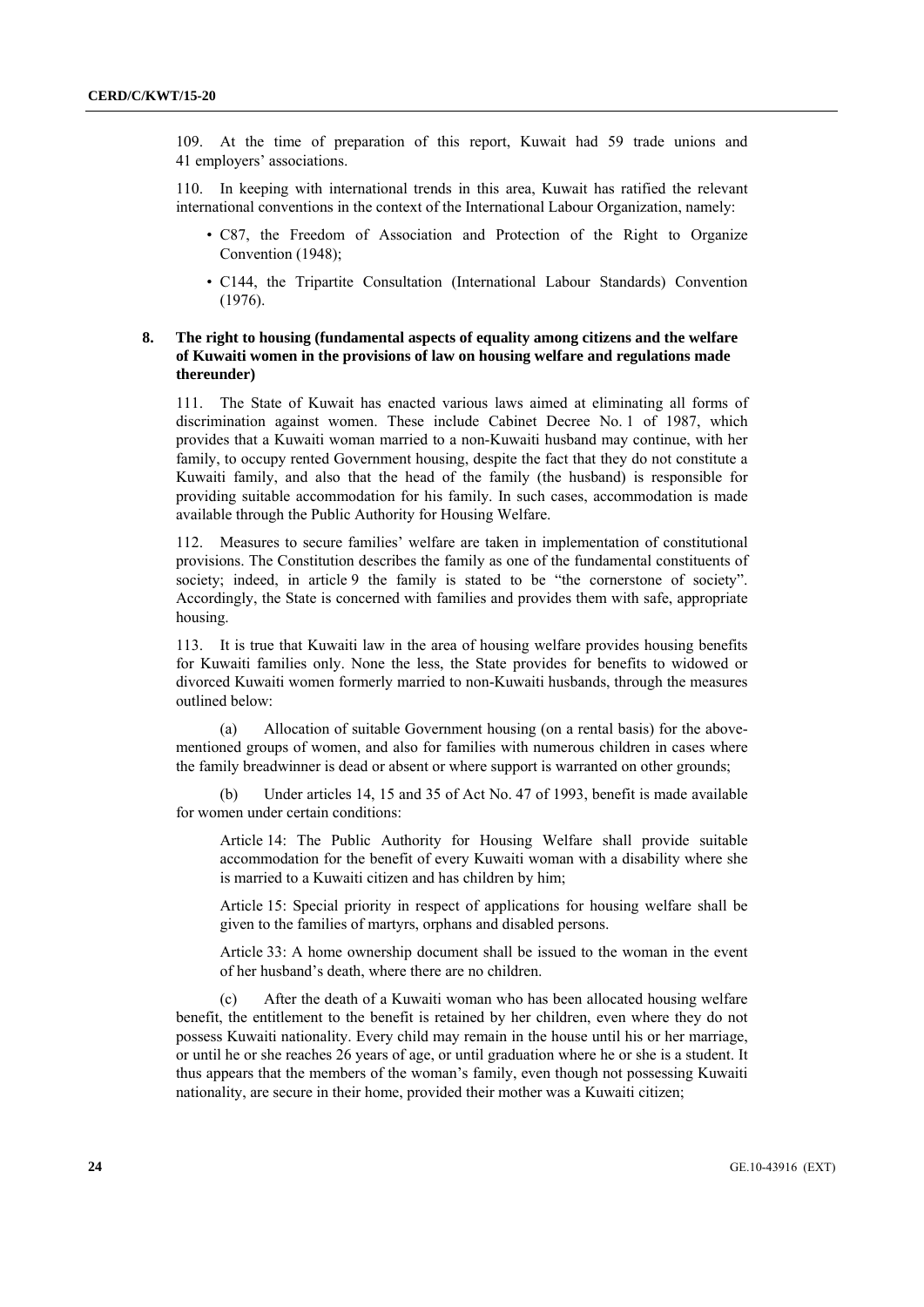109. At the time of preparation of this report, Kuwait had 59 trade unions and 41 employers' associations.

110. In keeping with international trends in this area, Kuwait has ratified the relevant international conventions in the context of the International Labour Organization, namely:

- C87, the Freedom of Association and Protection of the Right to Organize Convention (1948);
- C144, the Tripartite Consultation (International Labour Standards) Convention (1976).

### 8. The right to housing (fundamental aspects of equality among citizens and the welfare of Kuwaiti women in the provisions of law on housing welfare and regulations made thereunder)

111. The State of Kuwait has enacted various laws aimed at eliminating all forms of discrimination against women. These include Cabinet Decree No. 1 of 1987, which provides that a Kuwaiti woman married to a non-Kuwaiti husband may continue, with her family, to occupy rented Government housing, despite the fact that they do not constitute a Kuwaiti family, and also that the head of the family (the husband) is responsible for providing suitable accommodation for his family. In such cases, accommodation is made available through the Public Authority for Housing Welfare.

112. Measures to secure families' welfare are taken in implementation of constitutional provisions. The Constitution describes the family as one of the fundamental constituents of society; indeed, in article 9 the family is stated to be "the cornerstone of society". Accordingly, the State is concerned with families and provides them with safe, appropriate housing.

113. It is true that Kuwaiti law in the area of housing welfare provides housing benefits for Kuwaiti families only. None the less, the State provides for benefits to widowed or divorced Kuwaiti women formerly married to non-Kuwaiti husbands, through the measures outlined below:

(a) Allocation of suitable Government housing (on a rental basis) for the above-mentioned groups of women, and also for families with numerous children in cases where the family breadwinner is dead or absent or where support is warranted on other grounds;

(b) Under articles 14, 15 and 35 of Act No. 47 of 1993, benefit is made available for women under certain conditions:

> Article 14: The Public Authority for Housing Welfare shall provide suitable accommodation for the benefit of every Kuwaiti woman with a disability where she is married to a Kuwaiti citizen and has children by him;
>
> Article 15: Special priority in respect of applications for housing welfare shall be given to the families of martyrs, orphans and disabled persons.
>
> Article 33: A home ownership document shall be issued to the woman in the event of her husband's death, where there are no children.

(c) After the death of a Kuwaiti woman who has been allocated housing welfare benefit, the entitlement to the benefit is retained by her children, even where they do not possess Kuwaiti nationality. Every child may remain in the house until his or her marriage, or until he or she reaches 26 years of age, or until graduation where he or she is a student. It thus appears that the members of the woman's family, even though not possessing Kuwaiti nationality, are secure in their home, provided their mother was a Kuwaiti citizen;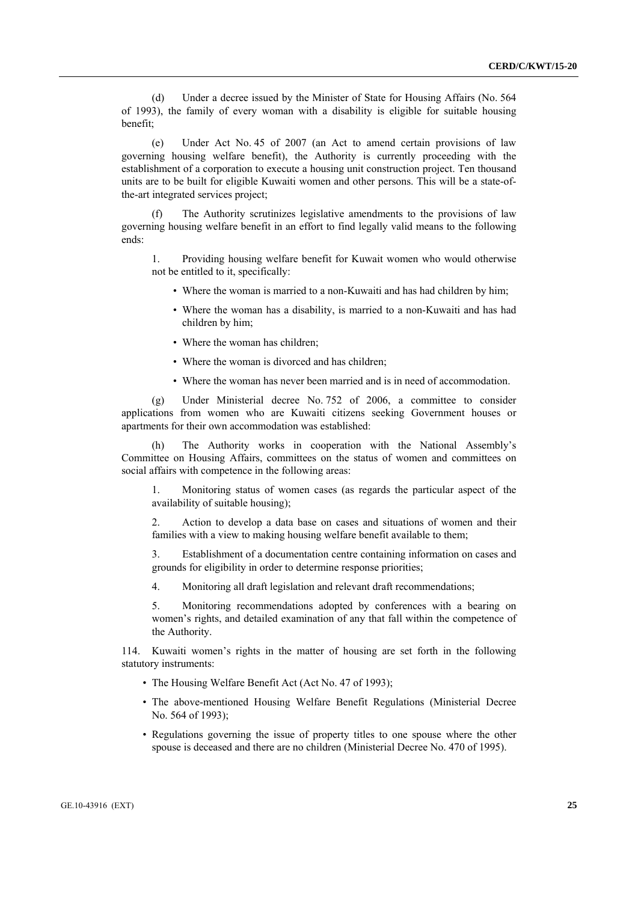(d) Under a decree issued by the Minister of State for Housing Affairs (No. 564 of 1993), the family of every woman with a disability is eligible for suitable housing benefit;

(e) Under Act No. 45 of 2007 (an Act to amend certain provisions of law governing housing welfare benefit), the Authority is currently proceeding with the establishment of a corporation to execute a housing unit construction project. Ten thousand units are to be built for eligible Kuwaiti women and other persons. This will be a state-of-the-art integrated services project;

(f) The Authority scrutinizes legislative amendments to the provisions of law governing housing welfare benefit in an effort to find legally valid means to the following ends:

1. Providing housing welfare benefit for Kuwait women who would otherwise not be entitled to it, specifically:

- Where the woman is married to a non-Kuwaiti and has had children by him;
- Where the woman has a disability, is married to a non-Kuwaiti and has had children by him;
- Where the woman has children;
- Where the woman is divorced and has children;
- Where the woman has never been married and is in need of accommodation.

(g) Under Ministerial decree No. 752 of 2006, a committee to consider applications from women who are Kuwaiti citizens seeking Government houses or apartments for their own accommodation was established:

(h) The Authority works in cooperation with the National Assembly's Committee on Housing Affairs, committees on the status of women and committees on social affairs with competence in the following areas:

1. Monitoring status of women cases (as regards the particular aspect of the availability of suitable housing);

2. Action to develop a data base on cases and situations of women and their families with a view to making housing welfare benefit available to them;

3. Establishment of a documentation centre containing information on cases and grounds for eligibility in order to determine response priorities;

4. Monitoring all draft legislation and relevant draft recommendations;

5. Monitoring recommendations adopted by conferences with a bearing on women's rights, and detailed examination of any that fall within the competence of the Authority.

114. Kuwaiti women's rights in the matter of housing are set forth in the following statutory instruments:

- The Housing Welfare Benefit Act (Act No. 47 of 1993);
- The above-mentioned Housing Welfare Benefit Regulations (Ministerial Decree No. 564 of 1993);
- Regulations governing the issue of property titles to one spouse where the other spouse is deceased and there are no children (Ministerial Decree No. 470 of 1995).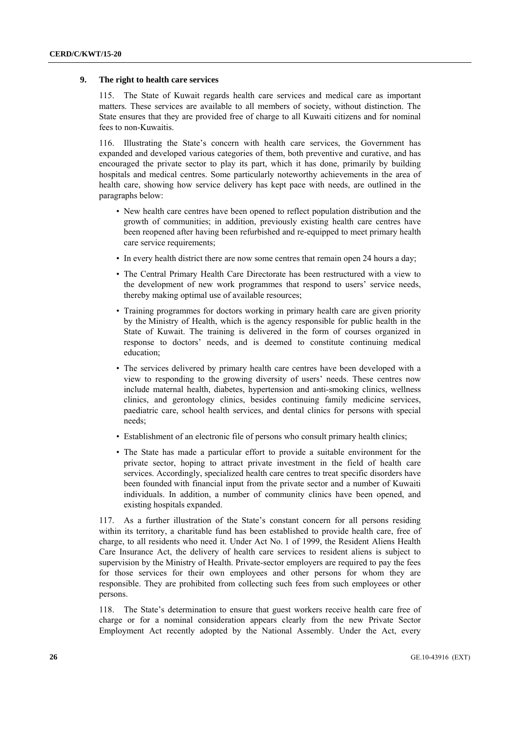### 9. The right to health care services

115. The State of Kuwait regards health care services and medical care as important matters. These services are available to all members of society, without distinction. The State ensures that they are provided free of charge to all Kuwaiti citizens and for nominal fees to non-Kuwaitis.

116. Illustrating the State's concern with health care services, the Government has expanded and developed various categories of them, both preventive and curative, and has encouraged the private sector to play its part, which it has done, primarily by building hospitals and medical centres. Some particularly noteworthy achievements in the area of health care, showing how service delivery has kept pace with needs, are outlined in the paragraphs below:

- New health care centres have been opened to reflect population distribution and the growth of communities; in addition, previously existing health care centres have been reopened after having been refurbished and re-equipped to meet primary health care service requirements;
- In every health district there are now some centres that remain open 24 hours a day;
- The Central Primary Health Care Directorate has been restructured with a view to the development of new work programmes that respond to users' service needs, thereby making optimal use of available resources;
- Training programmes for doctors working in primary health care are given priority by the Ministry of Health, which is the agency responsible for public health in the State of Kuwait. The training is delivered in the form of courses organized in response to doctors' needs, and is deemed to constitute continuing medical education;
- The services delivered by primary health care centres have been developed with a view to responding to the growing diversity of users' needs. These centres now include maternal health, diabetes, hypertension and anti-smoking clinics, wellness clinics, and gerontology clinics, besides continuing family medicine services, paediatric care, school health services, and dental clinics for persons with special needs;
- Establishment of an electronic file of persons who consult primary health clinics;
- The State has made a particular effort to provide a suitable environment for the private sector, hoping to attract private investment in the field of health care services. Accordingly, specialized health care centres to treat specific disorders have been founded with financial input from the private sector and a number of Kuwaiti individuals. In addition, a number of community clinics have been opened, and existing hospitals expanded.

117. As a further illustration of the State's constant concern for all persons residing within its territory, a charitable fund has been established to provide health care, free of charge, to all residents who need it. Under Act No. 1 of 1999, the Resident Aliens Health Care Insurance Act, the delivery of health care services to resident aliens is subject to supervision by the Ministry of Health. Private-sector employers are required to pay the fees for those services for their own employees and other persons for whom they are responsible. They are prohibited from collecting such fees from such employees or other persons.

118. The State's determination to ensure that guest workers receive health care free of charge or for a nominal consideration appears clearly from the new Private Sector Employment Act recently adopted by the National Assembly. Under the Act, every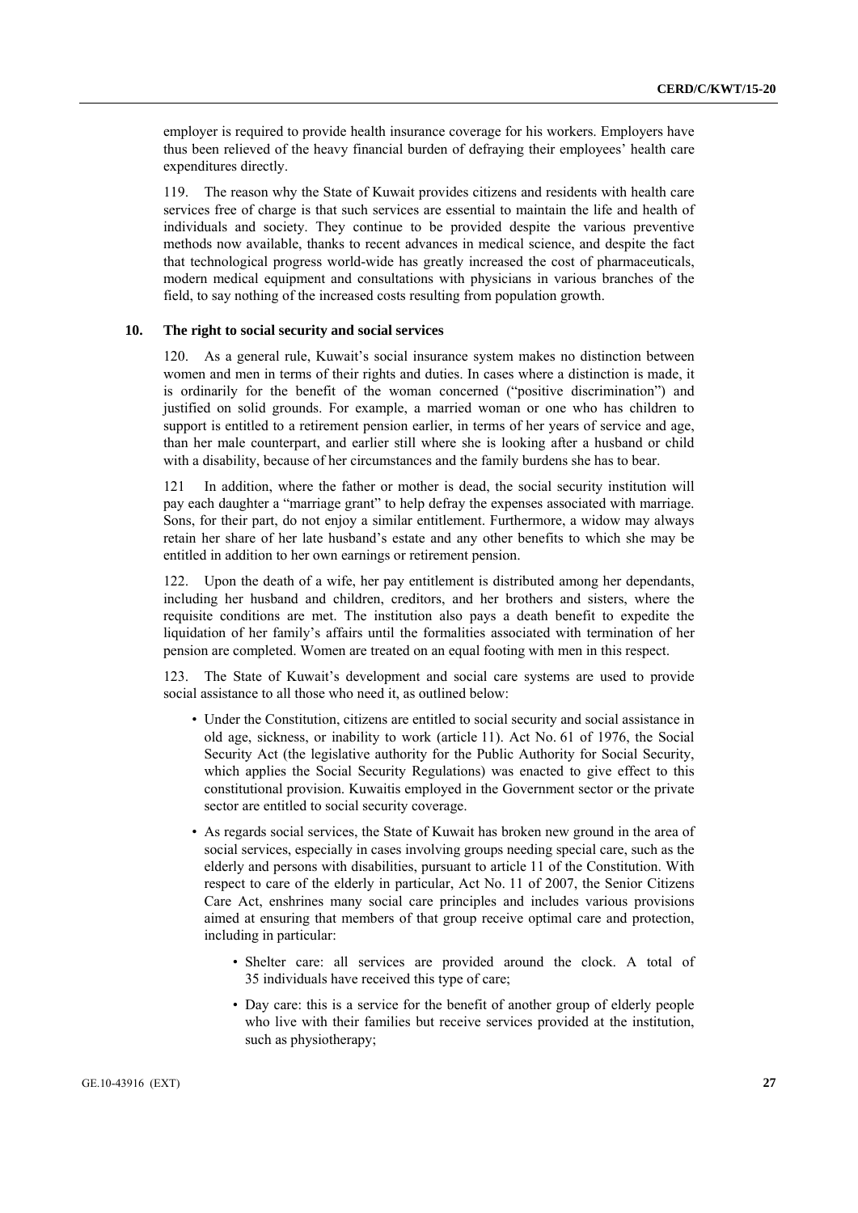employer is required to provide health insurance coverage for his workers. Employers have thus been relieved of the heavy financial burden of defraying their employees' health care expenditures directly.

119. The reason why the State of Kuwait provides citizens and residents with health care services free of charge is that such services are essential to maintain the life and health of individuals and society. They continue to be provided despite the various preventive methods now available, thanks to recent advances in medical science, and despite the fact that technological progress world-wide has greatly increased the cost of pharmaceuticals, modern medical equipment and consultations with physicians in various branches of the field, to say nothing of the increased costs resulting from population growth.

## 10. The right to social security and social services

120. As a general rule, Kuwait's social insurance system makes no distinction between women and men in terms of their rights and duties. In cases where a distinction is made, it is ordinarily for the benefit of the woman concerned ("positive discrimination") and justified on solid grounds. For example, a married woman or one who has children to support is entitled to a retirement pension earlier, in terms of her years of service and age, than her male counterpart, and earlier still where she is looking after a husband or child with a disability, because of her circumstances and the family burdens she has to bear.

121 In addition, where the father or mother is dead, the social security institution will pay each daughter a "marriage grant" to help defray the expenses associated with marriage. Sons, for their part, do not enjoy a similar entitlement. Furthermore, a widow may always retain her share of her late husband's estate and any other benefits to which she may be entitled in addition to her own earnings or retirement pension.

122. Upon the death of a wife, her pay entitlement is distributed among her dependants, including her husband and children, creditors, and her brothers and sisters, where the requisite conditions are met. The institution also pays a death benefit to expedite the liquidation of her family's affairs until the formalities associated with termination of her pension are completed. Women are treated on an equal footing with men in this respect.

123. The State of Kuwait's development and social care systems are used to provide social assistance to all those who need it, as outlined below:

- Under the Constitution, citizens are entitled to social security and social assistance in old age, sickness, or inability to work (article 11). Act No. 61 of 1976, the Social Security Act (the legislative authority for the Public Authority for Social Security, which applies the Social Security Regulations) was enacted to give effect to this constitutional provision. Kuwaitis employed in the Government sector or the private sector are entitled to social security coverage.
- As regards social services, the State of Kuwait has broken new ground in the area of social services, especially in cases involving groups needing special care, such as the elderly and persons with disabilities, pursuant to article 11 of the Constitution. With respect to care of the elderly in particular, Act No. 11 of 2007, the Senior Citizens Care Act, enshrines many social care principles and includes various provisions aimed at ensuring that members of that group receive optimal care and protection, including in particular:
  - Shelter care: all services are provided around the clock. A total of 35 individuals have received this type of care;
  - Day care: this is a service for the benefit of another group of elderly people who live with their families but receive services provided at the institution, such as physiotherapy;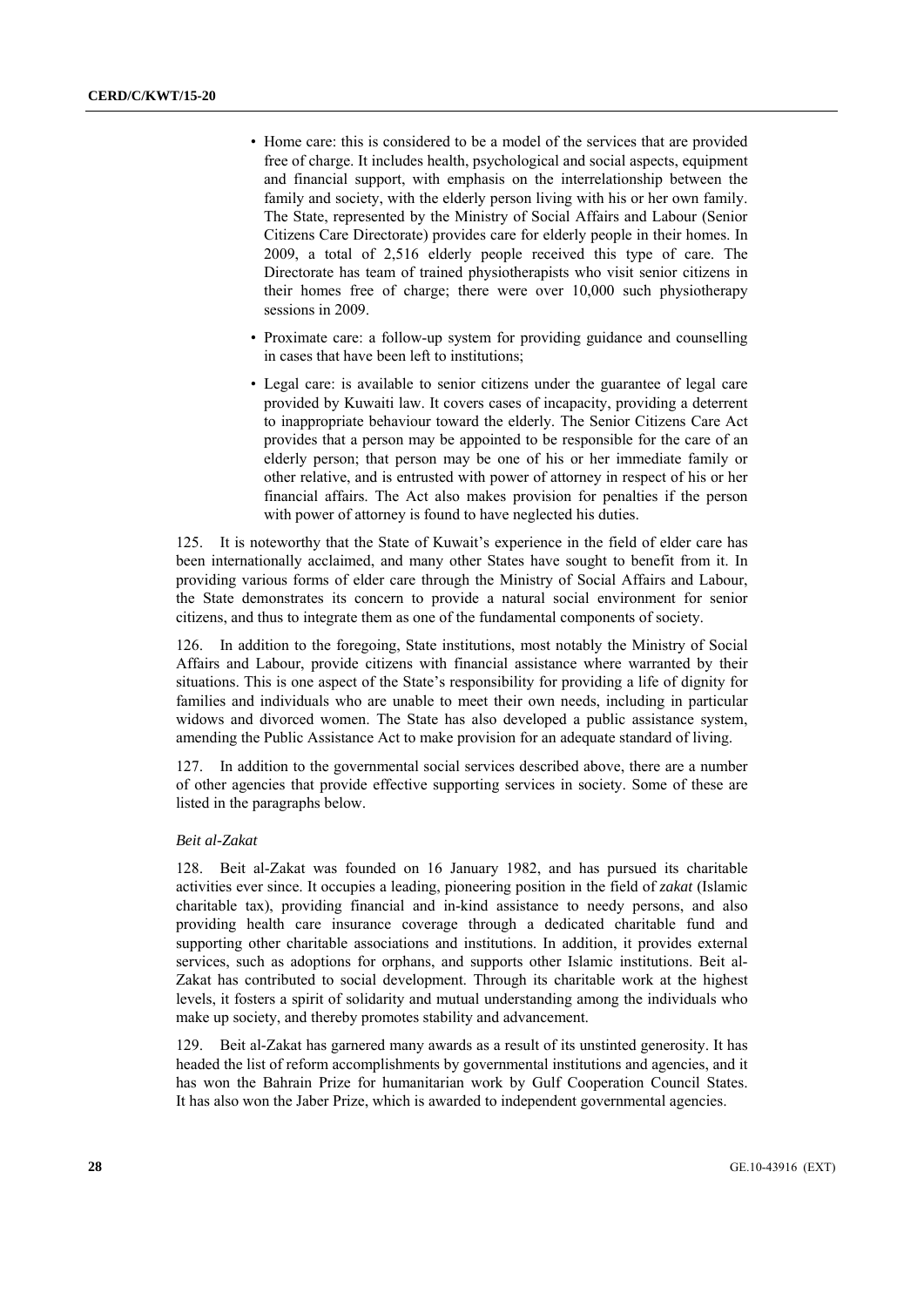- Home care: this is considered to be a model of the services that are provided free of charge. It includes health, psychological and social aspects, equipment and financial support, with emphasis on the interrelationship between the family and society, with the elderly person living with his or her own family. The State, represented by the Ministry of Social Affairs and Labour (Senior Citizens Care Directorate) provides care for elderly people in their homes. In 2009, a total of 2,516 elderly people received this type of care. The Directorate has team of trained physiotherapists who visit senior citizens in their homes free of charge; there were over 10,000 such physiotherapy sessions in 2009.
- Proximate care: a follow-up system for providing guidance and counselling in cases that have been left to institutions;
- Legal care: is available to senior citizens under the guarantee of legal care provided by Kuwaiti law. It covers cases of incapacity, providing a deterrent to inappropriate behaviour toward the elderly. The Senior Citizens Care Act provides that a person may be appointed to be responsible for the care of an elderly person; that person may be one of his or her immediate family or other relative, and is entrusted with power of attorney in respect of his or her financial affairs. The Act also makes provision for penalties if the person with power of attorney is found to have neglected his duties.

125. It is noteworthy that the State of Kuwait's experience in the field of elder care has been internationally acclaimed, and many other States have sought to benefit from it. In providing various forms of elder care through the Ministry of Social Affairs and Labour, the State demonstrates its concern to provide a natural social environment for senior citizens, and thus to integrate them as one of the fundamental components of society.

126. In addition to the foregoing, State institutions, most notably the Ministry of Social Affairs and Labour, provide citizens with financial assistance where warranted by their situations. This is one aspect of the State's responsibility for providing a life of dignity for families and individuals who are unable to meet their own needs, including in particular widows and divorced women. The State has also developed a public assistance system, amending the Public Assistance Act to make provision for an adequate standard of living.

127. In addition to the governmental social services described above, there are a number of other agencies that provide effective supporting services in society. Some of these are listed in the paragraphs below.

*Beit al-Zakat*

128. Beit al-Zakat was founded on 16 January 1982, and has pursued its charitable activities ever since. It occupies a leading, pioneering position in the field of *zakat* (Islamic charitable tax), providing financial and in-kind assistance to needy persons, and also providing health care insurance coverage through a dedicated charitable fund and supporting other charitable associations and institutions. In addition, it provides external services, such as adoptions for orphans, and supports other Islamic institutions. Beit al-Zakat has contributed to social development. Through its charitable work at the highest levels, it fosters a spirit of solidarity and mutual understanding among the individuals who make up society, and thereby promotes stability and advancement.

129. Beit al-Zakat has garnered many awards as a result of its unstinted generosity. It has headed the list of reform accomplishments by governmental institutions and agencies, and it has won the Bahrain Prize for humanitarian work by Gulf Cooperation Council States. It has also won the Jaber Prize, which is awarded to independent governmental agencies.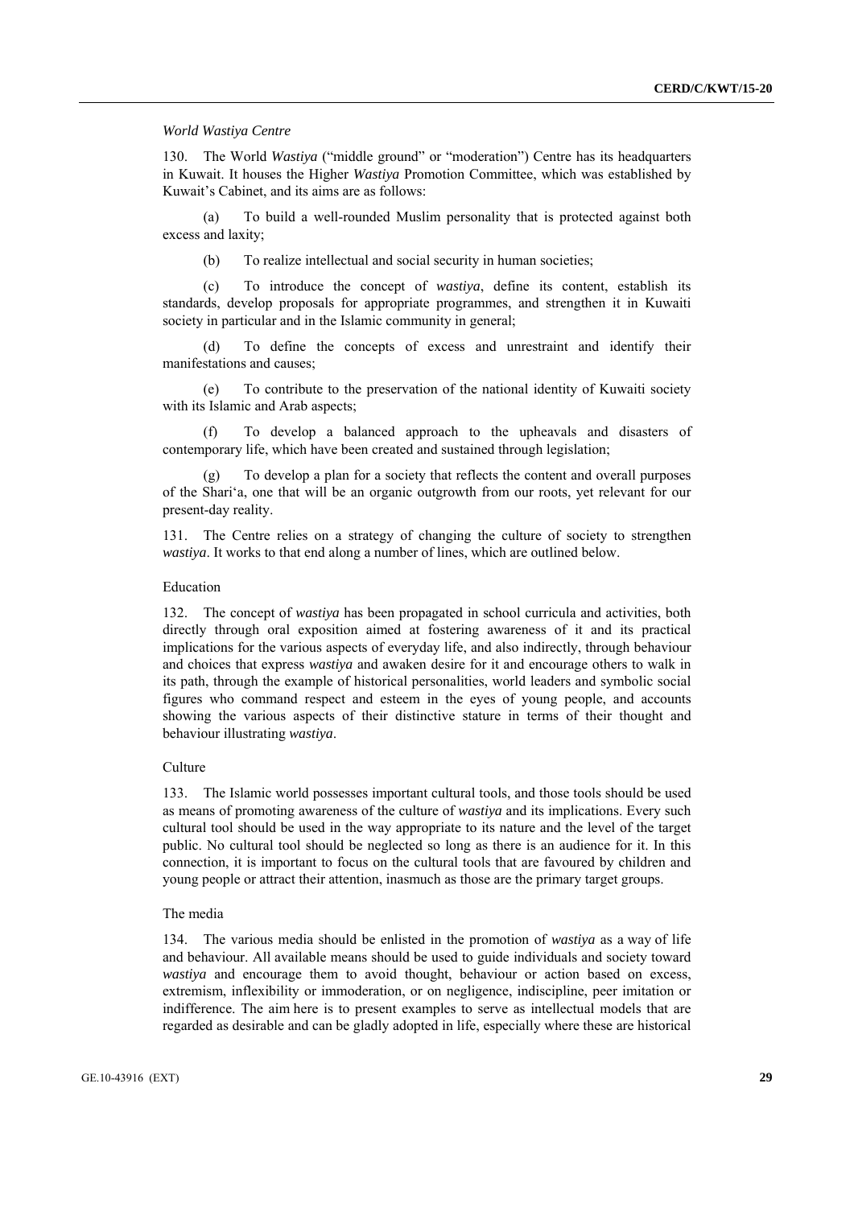*World Wastiya Centre*

130. The World *Wastiya* ("middle ground" or "moderation") Centre has its headquarters in Kuwait. It houses the Higher *Wastiya* Promotion Committee, which was established by Kuwait's Cabinet, and its aims are as follows:

(a) To build a well-rounded Muslim personality that is protected against both excess and laxity;

(b) To realize intellectual and social security in human societies;

(c) To introduce the concept of *wastiya*, define its content, establish its standards, develop proposals for appropriate programmes, and strengthen it in Kuwaiti society in particular and in the Islamic community in general;

(d) To define the concepts of excess and unrestraint and identify their manifestations and causes;

(e) To contribute to the preservation of the national identity of Kuwaiti society with its Islamic and Arab aspects;

(f) To develop a balanced approach to the upheavals and disasters of contemporary life, which have been created and sustained through legislation;

(g) To develop a plan for a society that reflects the content and overall purposes of the Shari'a, one that will be an organic outgrowth from our roots, yet relevant for our present-day reality.

131. The Centre relies on a strategy of changing the culture of society to strengthen *wastiya*. It works to that end along a number of lines, which are outlined below.

Education

132. The concept of *wastiya* has been propagated in school curricula and activities, both directly through oral exposition aimed at fostering awareness of it and its practical implications for the various aspects of everyday life, and also indirectly, through behaviour and choices that express *wastiya* and awaken desire for it and encourage others to walk in its path, through the example of historical personalities, world leaders and symbolic social figures who command respect and esteem in the eyes of young people, and accounts showing the various aspects of their distinctive stature in terms of their thought and behaviour illustrating *wastiya*.

Culture

133. The Islamic world possesses important cultural tools, and those tools should be used as means of promoting awareness of the culture of *wastiya* and its implications. Every such cultural tool should be used in the way appropriate to its nature and the level of the target public. No cultural tool should be neglected so long as there is an audience for it. In this connection, it is important to focus on the cultural tools that are favoured by children and young people or attract their attention, inasmuch as those are the primary target groups.

The media

134. The various media should be enlisted in the promotion of *wastiya* as a way of life and behaviour. All available means should be used to guide individuals and society toward *wastiya* and encourage them to avoid thought, behaviour or action based on excess, extremism, inflexibility or immoderation, or on negligence, indiscipline, peer imitation or indifference. The aim here is to present examples to serve as intellectual models that are regarded as desirable and can be gladly adopted in life, especially where these are historical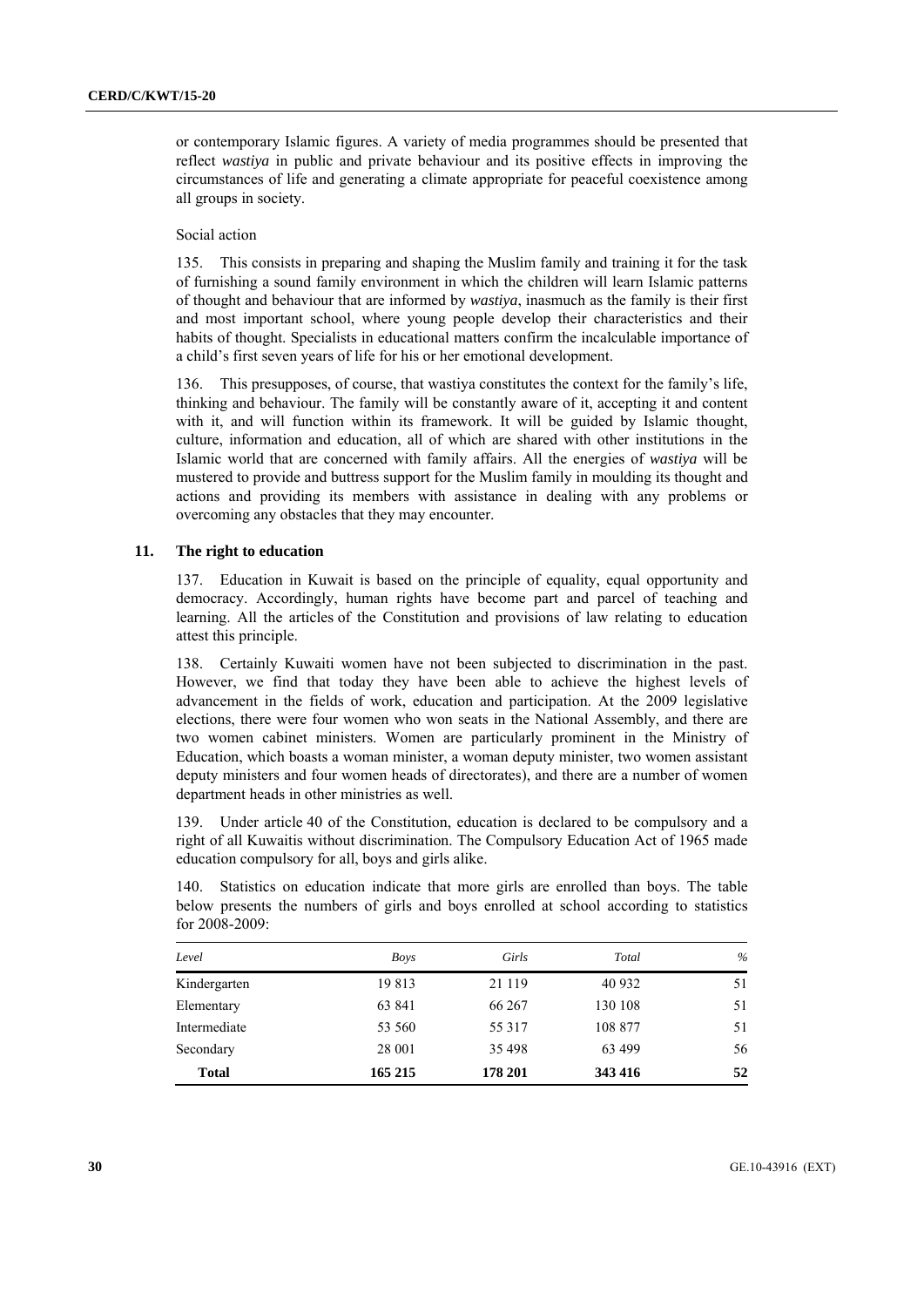or contemporary Islamic figures. A variety of media programmes should be presented that reflect *wastiya* in public and private behaviour and its positive effects in improving the circumstances of life and generating a climate appropriate for peaceful coexistence among all groups in society.

Social action

135. This consists in preparing and shaping the Muslim family and training it for the task of furnishing a sound family environment in which the children will learn Islamic patterns of thought and behaviour that are informed by *wastiya*, inasmuch as the family is their first and most important school, where young people develop their characteristics and their habits of thought. Specialists in educational matters confirm the incalculable importance of a child's first seven years of life for his or her emotional development.

136. This presupposes, of course, that wastiya constitutes the context for the family's life, thinking and behaviour. The family will be constantly aware of it, accepting it and content with it, and will function within its framework. It will be guided by Islamic thought, culture, information and education, all of which are shared with other institutions in the Islamic world that are concerned with family affairs. All the energies of *wastiya* will be mustered to provide and buttress support for the Muslim family in moulding its thought and actions and providing its members with assistance in dealing with any problems or overcoming any obstacles that they may encounter.

### 11. The right to education

137. Education in Kuwait is based on the principle of equality, equal opportunity and democracy. Accordingly, human rights have become part and parcel of teaching and learning. All the articles of the Constitution and provisions of law relating to education attest this principle.

138. Certainly Kuwaiti women have not been subjected to discrimination in the past. However, we find that today they have been able to achieve the highest levels of advancement in the fields of work, education and participation. At the 2009 legislative elections, there were four women who won seats in the National Assembly, and there are two women cabinet ministers. Women are particularly prominent in the Ministry of Education, which boasts a woman minister, a woman deputy minister, two women assistant deputy ministers and four women heads of directorates), and there are a number of women department heads in other ministries as well.

139. Under article 40 of the Constitution, education is declared to be compulsory and a right of all Kuwaitis without discrimination. The Compulsory Education Act of 1965 made education compulsory for all, boys and girls alike.

140. Statistics on education indicate that more girls are enrolled than boys. The table below presents the numbers of girls and boys enrolled at school according to statistics for 2008-2009:

| *Level* | *Boys* | *Girls* | *Total* | *%* |
|---|---|---|---|---|
| Kindergarten | 19 813 | 21 119 | 40 932 | 51 |
| Elementary | 63 841 | 66 267 | 130 108 | 51 |
| Intermediate | 53 560 | 55 317 | 108 877 | 51 |
| Secondary | 28 001 | 35 498 | 63 499 | 56 |
| **Total** | **165 215** | **178 201** | **343 416** | **52** |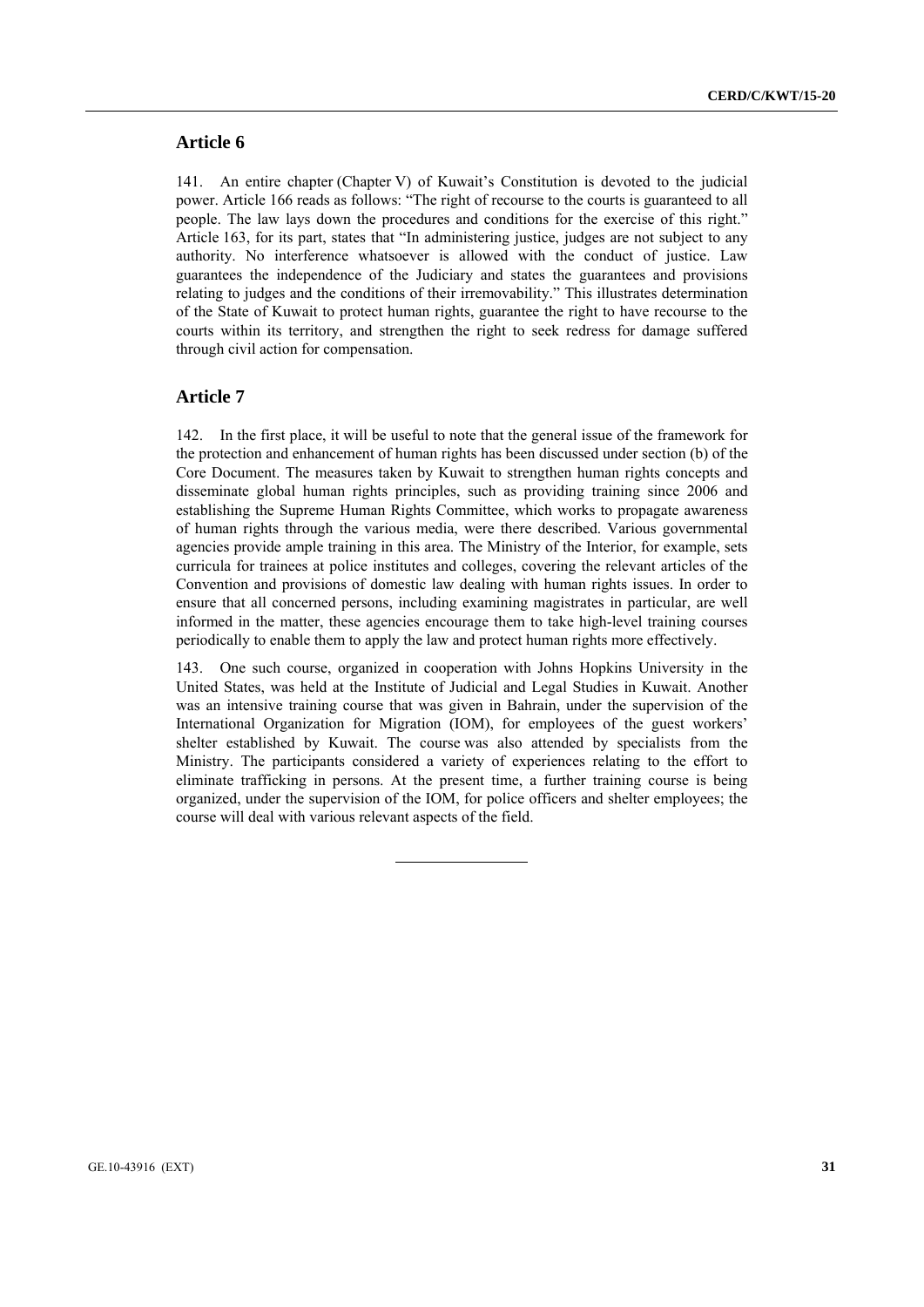## Article 6

141. An entire chapter (Chapter V) of Kuwait's Constitution is devoted to the judicial power. Article 166 reads as follows: "The right of recourse to the courts is guaranteed to all people. The law lays down the procedures and conditions for the exercise of this right." Article 163, for its part, states that "In administering justice, judges are not subject to any authority. No interference whatsoever is allowed with the conduct of justice. Law guarantees the independence of the Judiciary and states the guarantees and provisions relating to judges and the conditions of their irremovability." This illustrates determination of the State of Kuwait to protect human rights, guarantee the right to have recourse to the courts within its territory, and strengthen the right to seek redress for damage suffered through civil action for compensation.

## Article 7

142. In the first place, it will be useful to note that the general issue of the framework for the protection and enhancement of human rights has been discussed under section (b) of the Core Document. The measures taken by Kuwait to strengthen human rights concepts and disseminate global human rights principles, such as providing training since 2006 and establishing the Supreme Human Rights Committee, which works to propagate awareness of human rights through the various media, were there described. Various governmental agencies provide ample training in this area. The Ministry of the Interior, for example, sets curricula for trainees at police institutes and colleges, covering the relevant articles of the Convention and provisions of domestic law dealing with human rights issues. In order to ensure that all concerned persons, including examining magistrates in particular, are well informed in the matter, these agencies encourage them to take high-level training courses periodically to enable them to apply the law and protect human rights more effectively.

143. One such course, organized in cooperation with Johns Hopkins University in the United States, was held at the Institute of Judicial and Legal Studies in Kuwait. Another was an intensive training course that was given in Bahrain, under the supervision of the International Organization for Migration (IOM), for employees of the guest workers' shelter established by Kuwait. The course was also attended by specialists from the Ministry. The participants considered a variety of experiences relating to the effort to eliminate trafficking in persons. At the present time, a further training course is being organized, under the supervision of the IOM, for police officers and shelter employees; the course will deal with various relevant aspects of the field.